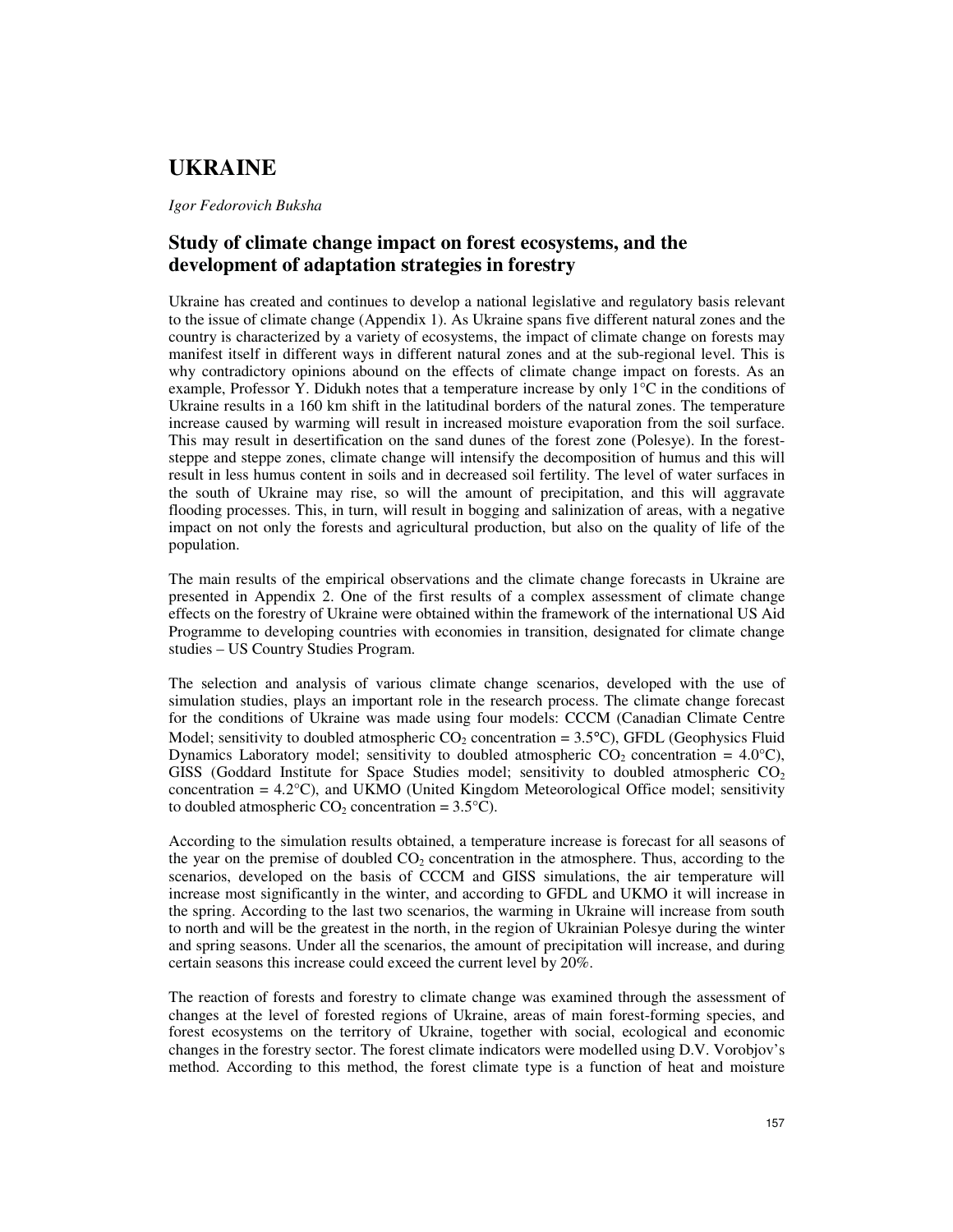# UKRAINE

*Igor Fedorovich Buksha*

## Study of climate change impact on forest ecosystems, and the development of adaptation strategies in forestry

Ukraine has created and continues to develop a national legislative and regulatory basis relevant to the issue of climate change (Appendix 1). As Ukraine spans five different natural zones and the country is characterized by a variety of ecosystems, the impact of climate change on forests may manifest itself in different ways in different natural zones and at the sub-regional level. This is why contradictory opinions abound on the effects of climate change impact on forests. As an example, Professor Y. Didukh notes that a temperature increase by only 1°C in the conditions of Ukraine results in a 160 km shift in the latitudinal borders of the natural zones. The temperature increase caused by warming will result in increased moisture evaporation from the soil surface. This may result in desertification on the sand dunes of the forest zone (Polesye). In the forest-steppe and steppe zones, climate change will intensify the decomposition of humus and this will result in less humus content in soils and in decreased soil fertility. The level of water surfaces in the south of Ukraine may rise, so will the amount of precipitation, and this will aggravate flooding processes. This, in turn, will result in bogging and salinization of areas, with a negative impact on not only the forests and agricultural production, but also on the quality of life of the population.

The main results of the empirical observations and the climate change forecasts in Ukraine are presented in Appendix 2. One of the first results of a complex assessment of climate change effects on the forestry of Ukraine were obtained within the framework of the international US Aid Programme to developing countries with economies in transition, designated for climate change studies – US Country Studies Program.

The selection and analysis of various climate change scenarios, developed with the use of simulation studies, plays an important role in the research process. The climate change forecast for the conditions of Ukraine was made using four models: CCCM (Canadian Climate Centre Model; sensitivity to doubled atmospheric $CO_2$ concentration = 3.5°C), GFDL (Geophysics Fluid Dynamics Laboratory model; sensitivity to doubled atmospheric $CO_2$ concentration = 4.0°C), GISS (Goddard Institute for Space Studies model; sensitivity to doubled atmospheric $CO_2$ concentration = 4.2°C), and UKMO (United Kingdom Meteorological Office model; sensitivity to doubled atmospheric $CO_2$ concentration = 3.5°C).

According to the simulation results obtained, a temperature increase is forecast for all seasons of the year on the premise of doubled $CO_2$ concentration in the atmosphere. Thus, according to the scenarios, developed on the basis of CCCM and GISS simulations, the air temperature will increase most significantly in the winter, and according to GFDL and UKMO it will increase in the spring. According to the last two scenarios, the warming in Ukraine will increase from south to north and will be the greatest in the north, in the region of Ukrainian Polesye during the winter and spring seasons. Under all the scenarios, the amount of precipitation will increase, and during certain seasons this increase could exceed the current level by 20%.

The reaction of forests and forestry to climate change was examined through the assessment of changes at the level of forested regions of Ukraine, areas of main forest-forming species, and forest ecosystems on the territory of Ukraine, together with social, ecological and economic changes in the forestry sector. The forest climate indicators were modelled using D.V. Vorobjov's method. According to this method, the forest climate type is a function of heat and moisture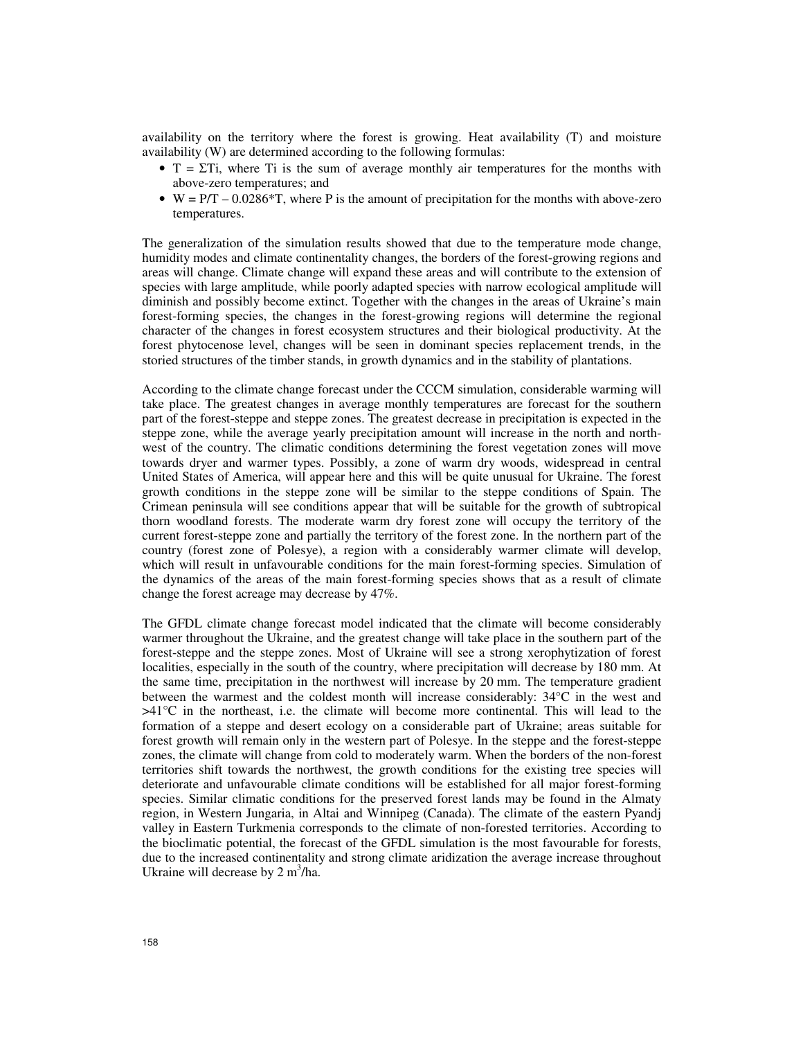availability on the territory where the forest is growing. Heat availability (T) and moisture availability (W) are determined according to the following formulas:

- $T = \Sigma T_i$, where $T_i$ is the sum of average monthly air temperatures for the months with above-zero temperatures; and
- $W = P/T – 0.0286*T$, where P is the amount of precipitation for the months with above-zero temperatures.

The generalization of the simulation results showed that due to the temperature mode change, humidity modes and climate continentality changes, the borders of the forest-growing regions and areas will change. Climate change will expand these areas and will contribute to the extension of species with large amplitude, while poorly adapted species with narrow ecological amplitude will diminish and possibly become extinct. Together with the changes in the areas of Ukraine's main forest-forming species, the changes in the forest-growing regions will determine the regional character of the changes in forest ecosystem structures and their biological productivity. At the forest phytocenose level, changes will be seen in dominant species replacement trends, in the storied structures of the timber stands, in growth dynamics and in the stability of plantations.

According to the climate change forecast under the CCCM simulation, considerable warming will take place. The greatest changes in average monthly temperatures are forecast for the southern part of the forest-steppe and steppe zones. The greatest decrease in precipitation is expected in the steppe zone, while the average yearly precipitation amount will increase in the north and north-west of the country. The climatic conditions determining the forest vegetation zones will move towards dryer and warmer types. Possibly, a zone of warm dry woods, widespread in central United States of America, will appear here and this will be quite unusual for Ukraine. The forest growth conditions in the steppe zone will be similar to the steppe conditions of Spain. The Crimean peninsula will see conditions appear that will be suitable for the growth of subtropical thorn woodland forests. The moderate warm dry forest zone will occupy the territory of the current forest-steppe zone and partially the territory of the forest zone. In the northern part of the country (forest zone of Polesye), a region with a considerably warmer climate will develop, which will result in unfavourable conditions for the main forest-forming species. Simulation of the dynamics of the areas of the main forest-forming species shows that as a result of climate change the forest acreage may decrease by 47%.

The GFDL climate change forecast model indicated that the climate will become considerably warmer throughout the Ukraine, and the greatest change will take place in the southern part of the forest-steppe and the steppe zones. Most of Ukraine will see a strong xerophytization of forest localities, especially in the south of the country, where precipitation will decrease by 180 mm. At the same time, precipitation in the northwest will increase by 20 mm. The temperature gradient between the warmest and the coldest month will increase considerably: 34°C in the west and >41°C in the northeast, i.e. the climate will become more continental. This will lead to the formation of a steppe and desert ecology on a considerable part of Ukraine; areas suitable for forest growth will remain only in the western part of Polesye. In the steppe and the forest-steppe zones, the climate will change from cold to moderately warm. When the borders of the non-forest territories shift towards the northwest, the growth conditions for the existing tree species will deteriorate and unfavourable climate conditions will be established for all major forest-forming species. Similar climatic conditions for the preserved forest lands may be found in the Almaty region, in Western Jungaria, in Altai and Winnipeg (Canada). The climate of the eastern Pyandj valley in Eastern Turkmenia corresponds to the climate of non-forested territories. According to the bioclimatic potential, the forecast of the GFDL simulation is the most favourable for forests, due to the increased continentality and strong climate aridization the average increase throughout Ukraine will decrease by 2 $m^3$/ha.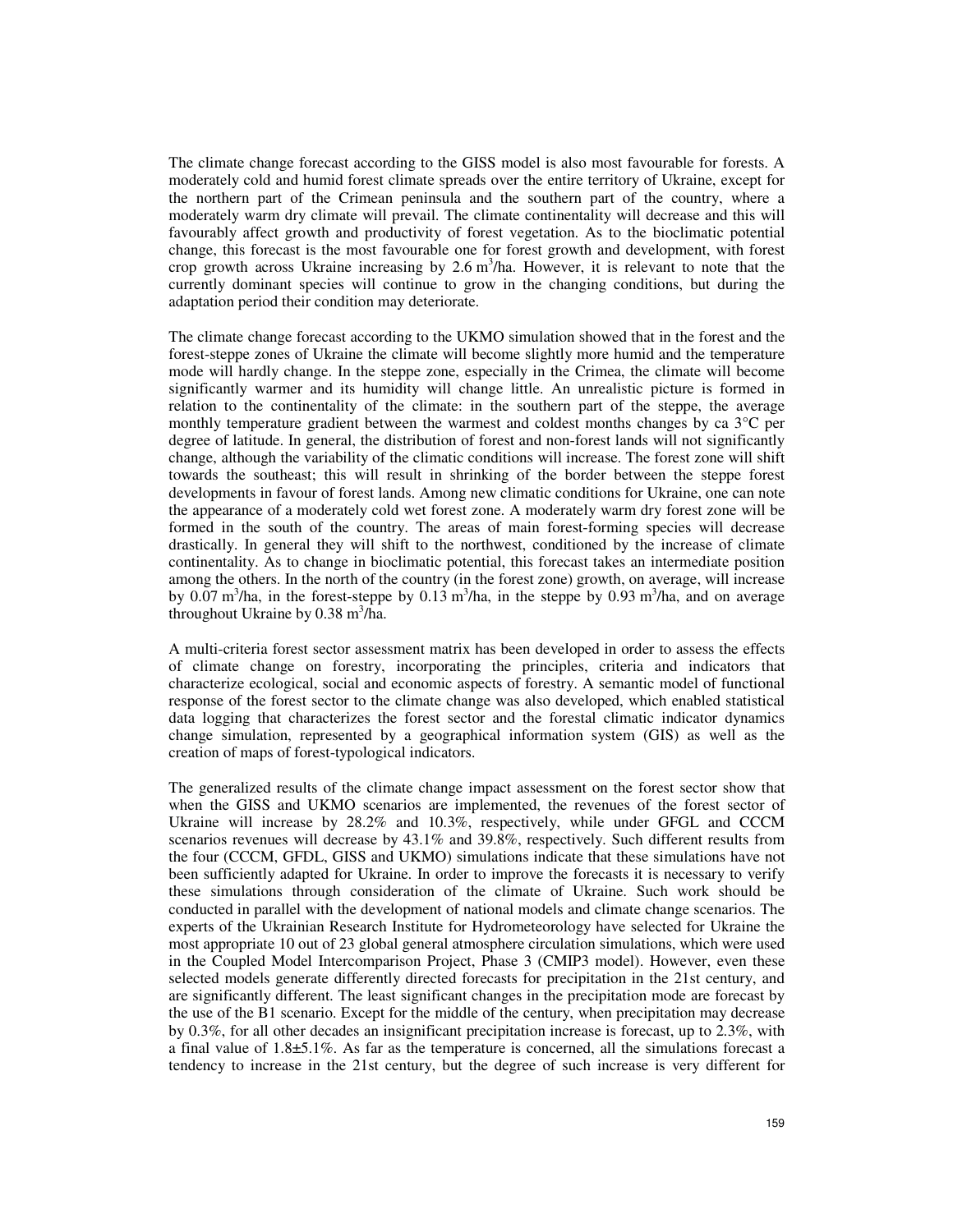The climate change forecast according to the GISS model is also most favourable for forests. A moderately cold and humid forest climate spreads over the entire territory of Ukraine, except for the northern part of the Crimean peninsula and the southern part of the country, where a moderately warm dry climate will prevail. The climate continentality will decrease and this will favourably affect growth and productivity of forest vegetation. As to the bioclimatic potential change, this forecast is the most favourable one for forest growth and development, with forest crop growth across Ukraine increasing by 2.6 $m^3$/ha. However, it is relevant to note that the currently dominant species will continue to grow in the changing conditions, but during the adaptation period their condition may deteriorate.

The climate change forecast according to the UKMO simulation showed that in the forest and the forest-steppe zones of Ukraine the climate will become slightly more humid and the temperature mode will hardly change. In the steppe zone, especially in the Crimea, the climate will become significantly warmer and its humidity will change little. An unrealistic picture is formed in relation to the continentality of the climate: in the southern part of the steppe, the average monthly temperature gradient between the warmest and coldest months changes by ca 3°C per degree of latitude. In general, the distribution of forest and non-forest lands will not significantly change, although the variability of the climatic conditions will increase. The forest zone will shift towards the southeast; this will result in shrinking of the border between the steppe forest developments in favour of forest lands. Among new climatic conditions for Ukraine, one can note the appearance of a moderately cold wet forest zone. A moderately warm dry forest zone will be formed in the south of the country. The areas of main forest-forming species will decrease drastically. In general they will shift to the northwest, conditioned by the increase of climate continentality. As to change in bioclimatic potential, this forecast takes an intermediate position among the others. In the north of the country (in the forest zone) growth, on average, will increase by 0.07 $m^3$/ha, in the forest-steppe by 0.13 $m^3$/ha, in the steppe by 0.93 $m^3$/ha, and on average throughout Ukraine by 0.38 $m^3$/ha.

A multi-criteria forest sector assessment matrix has been developed in order to assess the effects of climate change on forestry, incorporating the principles, criteria and indicators that characterize ecological, social and economic aspects of forestry. A semantic model of functional response of the forest sector to the climate change was also developed, which enabled statistical data logging that characterizes the forest sector and the forestal climatic indicator dynamics change simulation, represented by a geographical information system (GIS) as well as the creation of maps of forest-typological indicators.

The generalized results of the climate change impact assessment on the forest sector show that when the GISS and UKMO scenarios are implemented, the revenues of the forest sector of Ukraine will increase by 28.2% and 10.3%, respectively, while under GFGL and CCCM scenarios revenues will decrease by 43.1% and 39.8%, respectively. Such different results from the four (CCCM, GFDL, GISS and UKMO) simulations indicate that these simulations have not been sufficiently adapted for Ukraine. In order to improve the forecasts it is necessary to verify these simulations through consideration of the climate of Ukraine. Such work should be conducted in parallel with the development of national models and climate change scenarios. The experts of the Ukrainian Research Institute for Hydrometeorology have selected for Ukraine the most appropriate 10 out of 23 global general atmosphere circulation simulations, which were used in the Coupled Model Intercomparison Project, Phase 3 (CMIP3 model). However, even these selected models generate differently directed forecasts for precipitation in the 21st century, and are significantly different. The least significant changes in the precipitation mode are forecast by the use of the B1 scenario. Except for the middle of the century, when precipitation may decrease by 0.3%, for all other decades an insignificant precipitation increase is forecast, up to 2.3%, with a final value of 1.8±5.1%. As far as the temperature is concerned, all the simulations forecast a tendency to increase in the 21st century, but the degree of such increase is very different for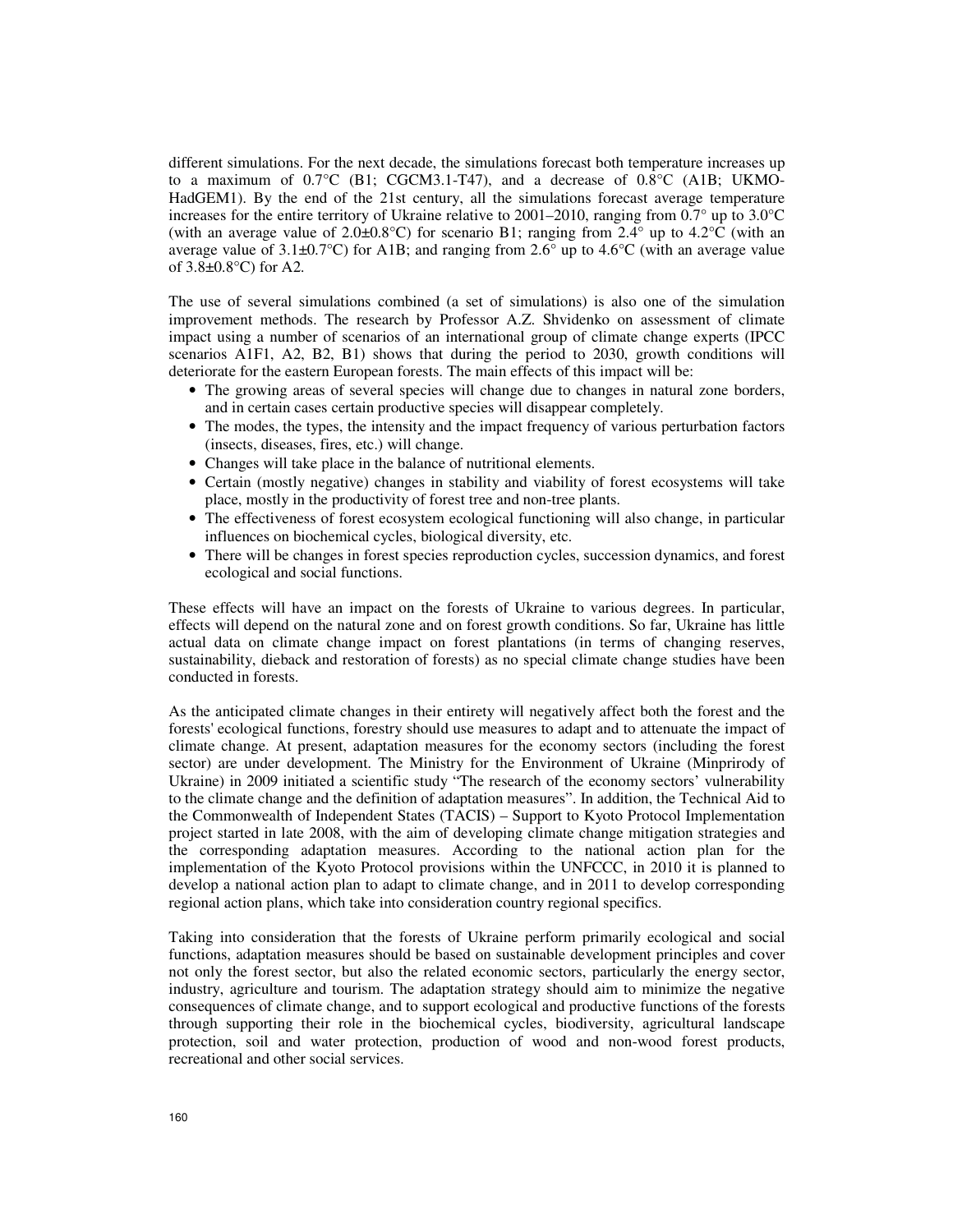different simulations. For the next decade, the simulations forecast both temperature increases up to a maximum of 0.7°C (B1; CGCM3.1-T47), and a decrease of 0.8°C (A1B; UKMO-HadGEM1). By the end of the 21st century, all the simulations forecast average temperature increases for the entire territory of Ukraine relative to 2001–2010, ranging from 0.7° up to 3.0°C (with an average value of 2.0±0.8°C) for scenario B1; ranging from 2.4° up to 4.2°C (with an average value of 3.1±0.7°C) for A1B; and ranging from 2.6° up to 4.6°C (with an average value of 3.8±0.8°C) for A2.

The use of several simulations combined (a set of simulations) is also one of the simulation improvement methods. The research by Professor A.Z. Shvidenko on assessment of climate impact using a number of scenarios of an international group of climate change experts (IPCC scenarios A1F1, A2, B2, B1) shows that during the period to 2030, growth conditions will deteriorate for the eastern European forests. The main effects of this impact will be:

- The growing areas of several species will change due to changes in natural zone borders, and in certain cases certain productive species will disappear completely.
- The modes, the types, the intensity and the impact frequency of various perturbation factors (insects, diseases, fires, etc.) will change.
- Changes will take place in the balance of nutritional elements.
- Certain (mostly negative) changes in stability and viability of forest ecosystems will take place, mostly in the productivity of forest tree and non-tree plants.
- The effectiveness of forest ecosystem ecological functioning will also change, in particular influences on biochemical cycles, biological diversity, etc.
- There will be changes in forest species reproduction cycles, succession dynamics, and forest ecological and social functions.

These effects will have an impact on the forests of Ukraine to various degrees. In particular, effects will depend on the natural zone and on forest growth conditions. So far, Ukraine has little actual data on climate change impact on forest plantations (in terms of changing reserves, sustainability, dieback and restoration of forests) as no special climate change studies have been conducted in forests.

As the anticipated climate changes in their entirety will negatively affect both the forest and the forests' ecological functions, forestry should use measures to adapt and to attenuate the impact of climate change. At present, adaptation measures for the economy sectors (including the forest sector) are under development. The Ministry for the Environment of Ukraine (Minprirody of Ukraine) in 2009 initiated a scientific study "The research of the economy sectors' vulnerability to the climate change and the definition of adaptation measures". In addition, the Technical Aid to the Commonwealth of Independent States (TACIS) – Support to Kyoto Protocol Implementation project started in late 2008, with the aim of developing climate change mitigation strategies and the corresponding adaptation measures. According to the national action plan for the implementation of the Kyoto Protocol provisions within the UNFCCC, in 2010 it is planned to develop a national action plan to adapt to climate change, and in 2011 to develop corresponding regional action plans, which take into consideration country regional specifics.

Taking into consideration that the forests of Ukraine perform primarily ecological and social functions, adaptation measures should be based on sustainable development principles and cover not only the forest sector, but also the related economic sectors, particularly the energy sector, industry, agriculture and tourism. The adaptation strategy should aim to minimize the negative consequences of climate change, and to support ecological and productive functions of the forests through supporting their role in the biochemical cycles, biodiversity, agricultural landscape protection, soil and water protection, production of wood and non-wood forest products, recreational and other social services.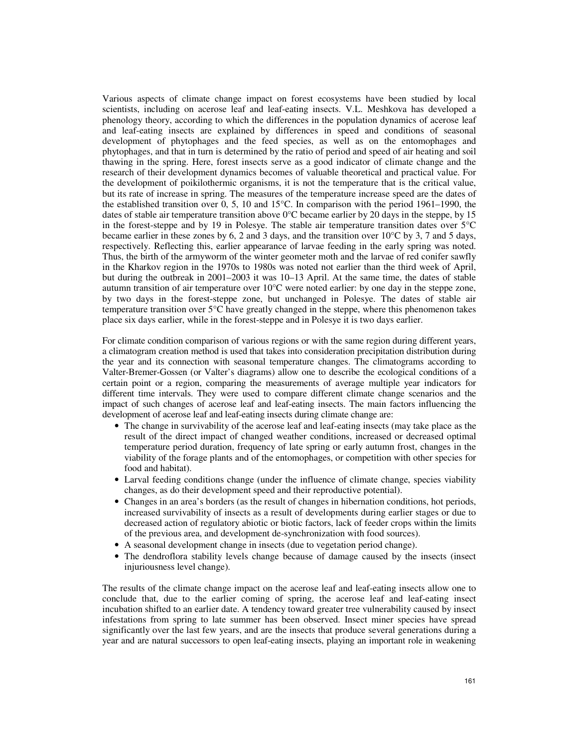Various aspects of climate change impact on forest ecosystems have been studied by local scientists, including on acerose leaf and leaf-eating insects. V.L. Meshkova has developed a phenology theory, according to which the differences in the population dynamics of acerose leaf and leaf-eating insects are explained by differences in speed and conditions of seasonal development of phytophages and the feed species, as well as on the entomophages and phytophages, and that in turn is determined by the ratio of period and speed of air heating and soil thawing in the spring. Here, forest insects serve as a good indicator of climate change and the research of their development dynamics becomes of valuable theoretical and practical value. For the development of poikilothermic organisms, it is not the temperature that is the critical value, but its rate of increase in spring. The measures of the temperature increase speed are the dates of the established transition over 0, 5, 10 and 15°C. In comparison with the period 1961–1990, the dates of stable air temperature transition above 0°C became earlier by 20 days in the steppe, by 15 in the forest-steppe and by 19 in Polesye. The stable air temperature transition dates over 5°C became earlier in these zones by 6, 2 and 3 days, and the transition over 10°C by 3, 7 and 5 days, respectively. Reflecting this, earlier appearance of larvae feeding in the early spring was noted. Thus, the birth of the armyworm of the winter geometer moth and the larvae of red conifer sawfly in the Kharkov region in the 1970s to 1980s was noted not earlier than the third week of April, but during the outbreak in 2001–2003 it was 10–13 April. At the same time, the dates of stable autumn transition of air temperature over 10°C were noted earlier: by one day in the steppe zone, by two days in the forest-steppe zone, but unchanged in Polesye. The dates of stable air temperature transition over 5°C have greatly changed in the steppe, where this phenomenon takes place six days earlier, while in the forest-steppe and in Polesye it is two days earlier.

For climate condition comparison of various regions or with the same region during different years, a climatogram creation method is used that takes into consideration precipitation distribution during the year and its connection with seasonal temperature changes. The climatograms according to Valter-Bremer-Gossen (or Valter's diagrams) allow one to describe the ecological conditions of a certain point or a region, comparing the measurements of average multiple year indicators for different time intervals. They were used to compare different climate change scenarios and the impact of such changes of acerose leaf and leaf-eating insects. The main factors influencing the development of acerose leaf and leaf-eating insects during climate change are:

- The change in survivability of the acerose leaf and leaf-eating insects (may take place as the result of the direct impact of changed weather conditions, increased or decreased optimal temperature period duration, frequency of late spring or early autumn frost, changes in the viability of the forage plants and of the entomophages, or competition with other species for food and habitat).
- Larval feeding conditions change (under the influence of climate change, species viability changes, as do their development speed and their reproductive potential).
- Changes in an area's borders (as the result of changes in hibernation conditions, hot periods, increased survivability of insects as a result of developments during earlier stages or due to decreased action of regulatory abiotic or biotic factors, lack of feeder crops within the limits of the previous area, and development de-synchronization with food sources).
- A seasonal development change in insects (due to vegetation period change).
- The dendroflora stability levels change because of damage caused by the insects (insect injuriousness level change).

The results of the climate change impact on the acerose leaf and leaf-eating insects allow one to conclude that, due to the earlier coming of spring, the acerose leaf and leaf-eating insect incubation shifted to an earlier date. A tendency toward greater tree vulnerability caused by insect infestations from spring to late summer has been observed. Insect miner species have spread significantly over the last few years, and are the insects that produce several generations during a year and are natural successors to open leaf-eating insects, playing an important role in weakening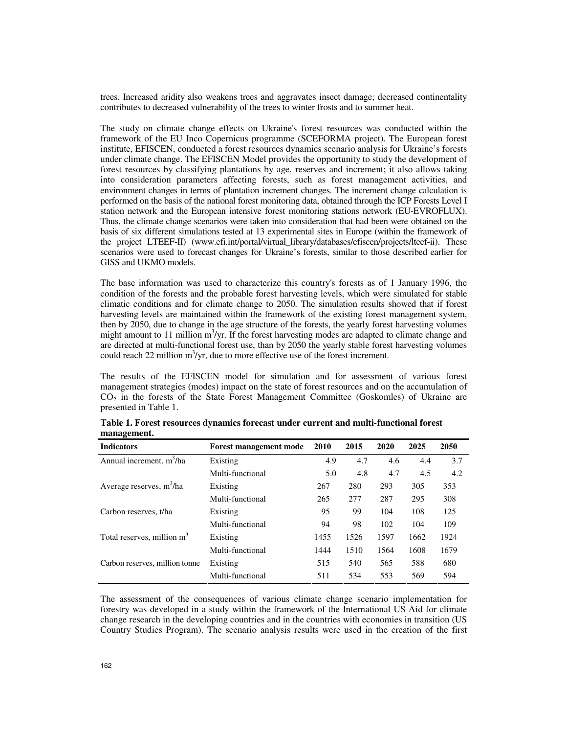trees. Increased aridity also weakens trees and aggravates insect damage; decreased continentality contributes to decreased vulnerability of the trees to winter frosts and to summer heat.

The study on climate change effects on Ukraine's forest resources was conducted within the framework of the EU Inco Copernicus programme (SCEFORMA project). The European forest institute, EFISCEN, conducted a forest resources dynamics scenario analysis for Ukraine's forests under climate change. The EFISCEN Model provides the opportunity to study the development of forest resources by classifying plantations by age, reserves and increment; it also allows taking into consideration parameters affecting forests, such as forest management activities, and environment changes in terms of plantation increment changes. The increment change calculation is performed on the basis of the national forest monitoring data, obtained through the ICP Forests Level I station network and the European intensive forest monitoring stations network (EU-EVROFLUX). Thus, the climate change scenarios were taken into consideration that had been were obtained on the basis of six different simulations tested at 13 experimental sites in Europe (within the framework of the project LTEEF-II) (www.efi.int/portal/virtual_library/databases/efiscen/projects/lteef-ii). These scenarios were used to forecast changes for Ukraine's forests, similar to those described earlier for GISS and UKMO models.

The base information was used to characterize this country's forests as of 1 January 1996, the condition of the forests and the probable forest harvesting levels, which were simulated for stable climatic conditions and for climate change to 2050. The simulation results showed that if forest harvesting levels are maintained within the framework of the existing forest management system, then by 2050, due to change in the age structure of the forests, the yearly forest harvesting volumes might amount to 11 million m$^3$/yr. If the forest harvesting modes are adapted to climate change and are directed at multi-functional forest use, than by 2050 the yearly stable forest harvesting volumes could reach 22 million m$^3$/yr, due to more effective use of the forest increment.

The results of the EFISCEN model for simulation and for assessment of various forest management strategies (modes) impact on the state of forest resources and on the accumulation of $CO_2$ in the forests of the State Forest Management Committee (Goskomles) of Ukraine are presented in Table 1.

**Table 1. Forest resources dynamics forecast under current and multi-functional forest management.**

| Indicators | Forest management mode | 2010 | 2015 | 2020 | 2025 | 2050 |
|---|---|---|---|---|---|---|
| Annual increment, m$^3$/ha | Existing | 4.9 | 4.7 | 4.6 | 4.4 | 3.7 |
| | Multi-functional | 5.0 | 4.8 | 4.7 | 4.5 | 4.2 |
| Average reserves, m$^3$/ha | Existing | 267 | 280 | 293 | 305 | 353 |
| | Multi-functional | 265 | 277 | 287 | 295 | 308 |
| Carbon reserves, t/ha | Existing | 95 | 99 | 104 | 108 | 125 |
| | Multi-functional | 94 | 98 | 102 | 104 | 109 |
| Total reserves, million m$^3$ | Existing | 1455 | 1526 | 1597 | 1662 | 1924 |
| | Multi-functional | 1444 | 1510 | 1564 | 1608 | 1679 |
| Carbon reserves, million tonne | Existing | 515 | 540 | 565 | 588 | 680 |
| | Multi-functional | 511 | 534 | 553 | 569 | 594 |

The assessment of the consequences of various climate change scenario implementation for forestry was developed in a study within the framework of the International US Aid for climate change research in the developing countries and in the countries with economies in transition (US Country Studies Program). The scenario analysis results were used in the creation of the first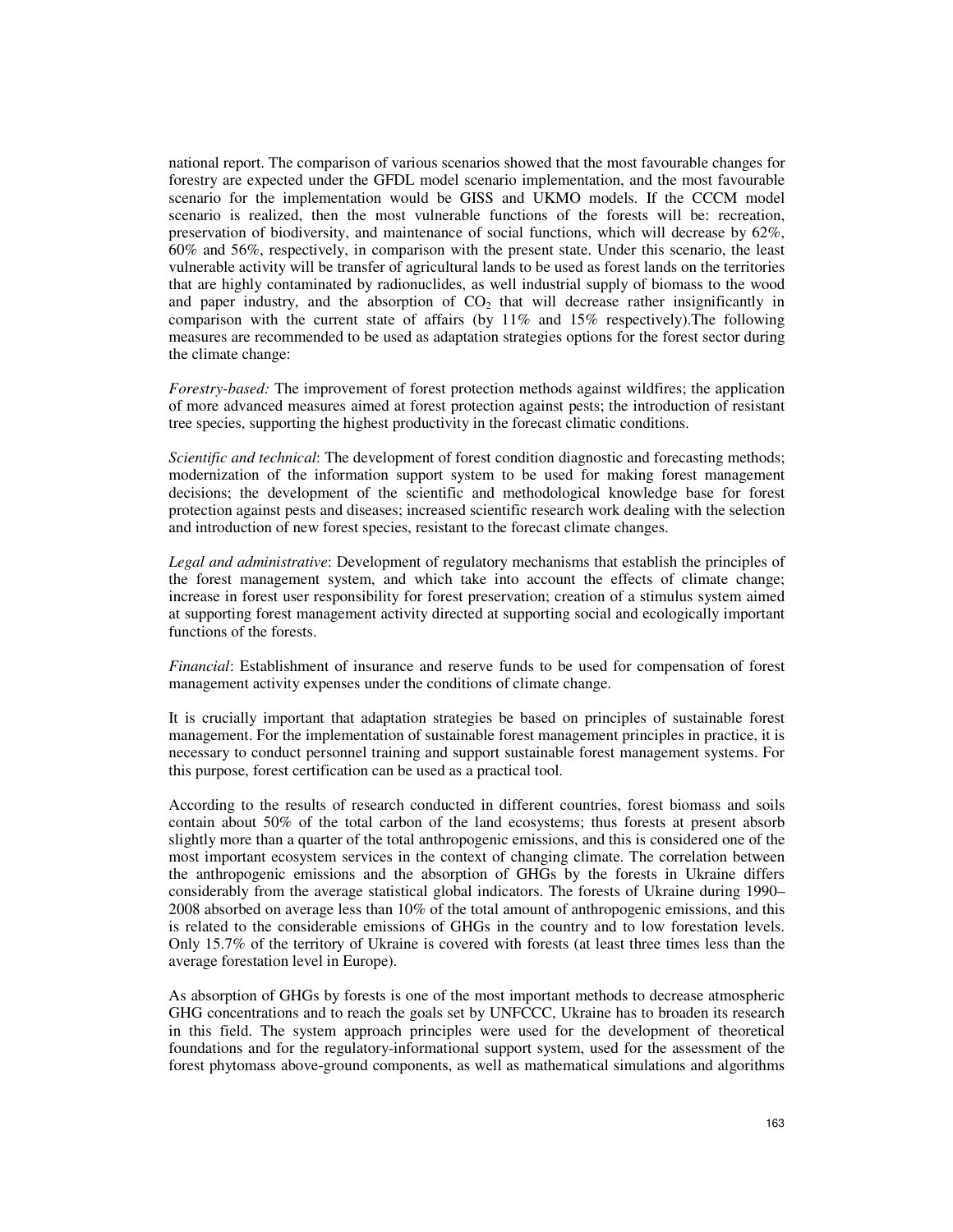national report. The comparison of various scenarios showed that the most favourable changes for forestry are expected under the GFDL model scenario implementation, and the most favourable scenario for the implementation would be GISS and UKMO models. If the CCCM model scenario is realized, then the most vulnerable functions of the forests will be: recreation, preservation of biodiversity, and maintenance of social functions, which will decrease by 62%, 60% and 56%, respectively, in comparison with the present state. Under this scenario, the least vulnerable activity will be transfer of agricultural lands to be used as forest lands on the territories that are highly contaminated by radionuclides, as well industrial supply of biomass to the wood and paper industry, and the absorption of $CO_2$ that will decrease rather insignificantly in comparison with the current state of affairs (by 11% and 15% respectively).The following measures are recommended to be used as adaptation strategies options for the forest sector during the climate change:

*Forestry-based:* The improvement of forest protection methods against wildfires; the application of more advanced measures aimed at forest protection against pests; the introduction of resistant tree species, supporting the highest productivity in the forecast climatic conditions.

*Scientific and technical*: The development of forest condition diagnostic and forecasting methods; modernization of the information support system to be used for making forest management decisions; the development of the scientific and methodological knowledge base for forest protection against pests and diseases; increased scientific research work dealing with the selection and introduction of new forest species, resistant to the forecast climate changes.

*Legal and administrative*: Development of regulatory mechanisms that establish the principles of the forest management system, and which take into account the effects of climate change; increase in forest user responsibility for forest preservation; creation of a stimulus system aimed at supporting forest management activity directed at supporting social and ecologically important functions of the forests.

*Financial*: Establishment of insurance and reserve funds to be used for compensation of forest management activity expenses under the conditions of climate change.

It is crucially important that adaptation strategies be based on principles of sustainable forest management. For the implementation of sustainable forest management principles in practice, it is necessary to conduct personnel training and support sustainable forest management systems. For this purpose, forest certification can be used as a practical tool.

According to the results of research conducted in different countries, forest biomass and soils contain about 50% of the total carbon of the land ecosystems; thus forests at present absorb slightly more than a quarter of the total anthropogenic emissions, and this is considered one of the most important ecosystem services in the context of changing climate. The correlation between the anthropogenic emissions and the absorption of GHGs by the forests in Ukraine differs considerably from the average statistical global indicators. The forests of Ukraine during 1990–2008 absorbed on average less than 10% of the total amount of anthropogenic emissions, and this is related to the considerable emissions of GHGs in the country and to low forestation levels. Only 15.7% of the territory of Ukraine is covered with forests (at least three times less than the average forestation level in Europe).

As absorption of GHGs by forests is one of the most important methods to decrease atmospheric GHG concentrations and to reach the goals set by UNFCCC, Ukraine has to broaden its research in this field. The system approach principles were used for the development of theoretical foundations and for the regulatory-informational support system, used for the assessment of the forest phytomass above-ground components, as well as mathematical simulations and algorithms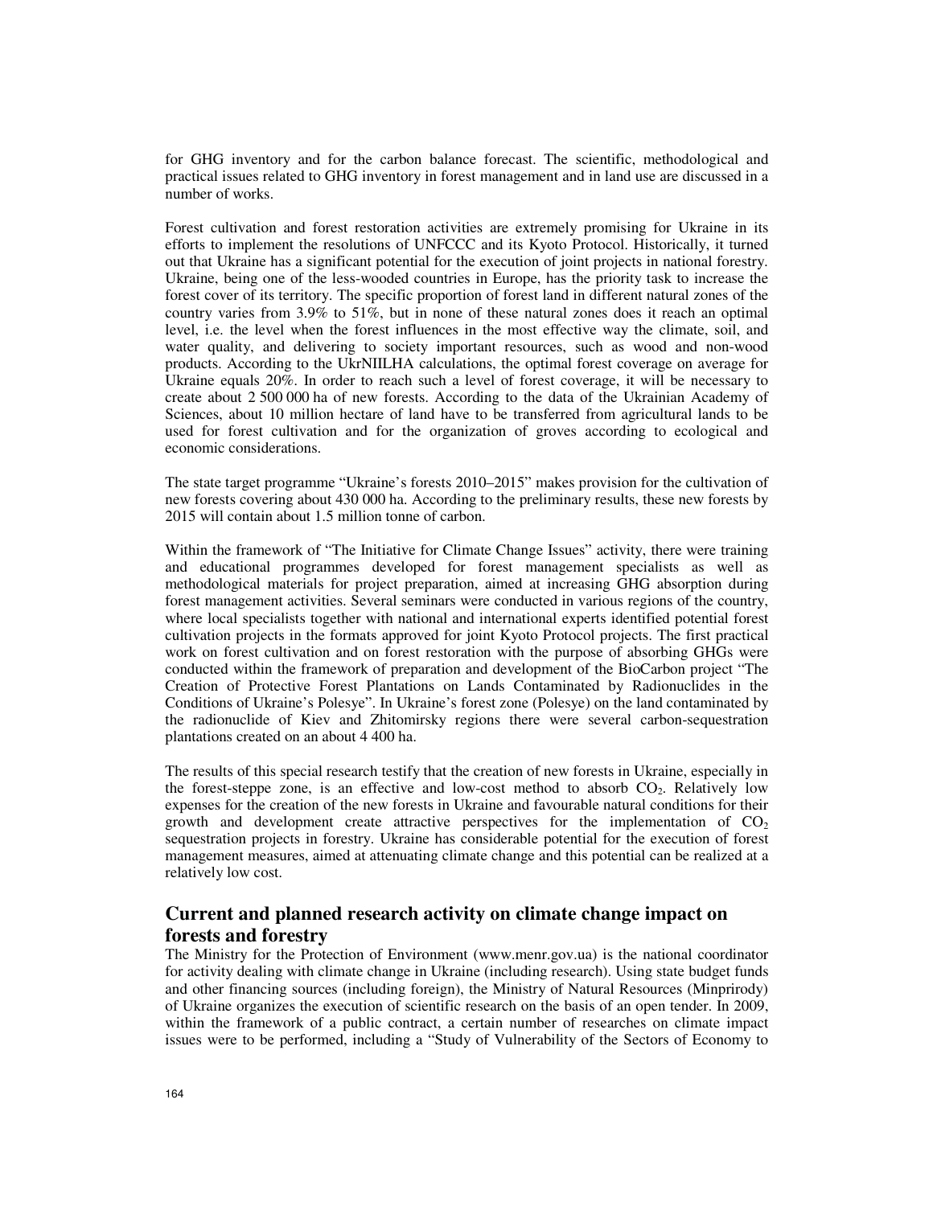for GHG inventory and for the carbon balance forecast. The scientific, methodological and practical issues related to GHG inventory in forest management and in land use are discussed in a number of works.

Forest cultivation and forest restoration activities are extremely promising for Ukraine in its efforts to implement the resolutions of UNFCCC and its Kyoto Protocol. Historically, it turned out that Ukraine has a significant potential for the execution of joint projects in national forestry. Ukraine, being one of the less-wooded countries in Europe, has the priority task to increase the forest cover of its territory. The specific proportion of forest land in different natural zones of the country varies from 3.9% to 51%, but in none of these natural zones does it reach an optimal level, i.e. the level when the forest influences in the most effective way the climate, soil, and water quality, and delivering to society important resources, such as wood and non-wood products. According to the UkrNIILHA calculations, the optimal forest coverage on average for Ukraine equals 20%. In order to reach such a level of forest coverage, it will be necessary to create about 2 500 000 ha of new forests. According to the data of the Ukrainian Academy of Sciences, about 10 million hectare of land have to be transferred from agricultural lands to be used for forest cultivation and for the organization of groves according to ecological and economic considerations.

The state target programme "Ukraine's forests 2010–2015" makes provision for the cultivation of new forests covering about 430 000 ha. According to the preliminary results, these new forests by 2015 will contain about 1.5 million tonne of carbon.

Within the framework of "The Initiative for Climate Change Issues" activity, there were training and educational programmes developed for forest management specialists as well as methodological materials for project preparation, aimed at increasing GHG absorption during forest management activities. Several seminars were conducted in various regions of the country, where local specialists together with national and international experts identified potential forest cultivation projects in the formats approved for joint Kyoto Protocol projects. The first practical work on forest cultivation and on forest restoration with the purpose of absorbing GHGs were conducted within the framework of preparation and development of the BioCarbon project "The Creation of Protective Forest Plantations on Lands Contaminated by Radionuclides in the Conditions of Ukraine's Polesye". In Ukraine's forest zone (Polesye) on the land contaminated by the radionuclide of Kiev and Zhitomirsky regions there were several carbon-sequestration plantations created on an about 4 400 ha.

The results of this special research testify that the creation of new forests in Ukraine, especially in the forest-steppe zone, is an effective and low-cost method to absorb $CO_2$. Relatively low expenses for the creation of the new forests in Ukraine and favourable natural conditions for their growth and development create attractive perspectives for the implementation of $CO_2$ sequestration projects in forestry. Ukraine has considerable potential for the execution of forest management measures, aimed at attenuating climate change and this potential can be realized at a relatively low cost.

## Current and planned research activity on climate change impact on forests and forestry

The Ministry for the Protection of Environment (www.menr.gov.ua) is the national coordinator for activity dealing with climate change in Ukraine (including research). Using state budget funds and other financing sources (including foreign), the Ministry of Natural Resources (Minprirody) of Ukraine organizes the execution of scientific research on the basis of an open tender. In 2009, within the framework of a public contract, a certain number of researches on climate impact issues were to be performed, including a "Study of Vulnerability of the Sectors of Economy to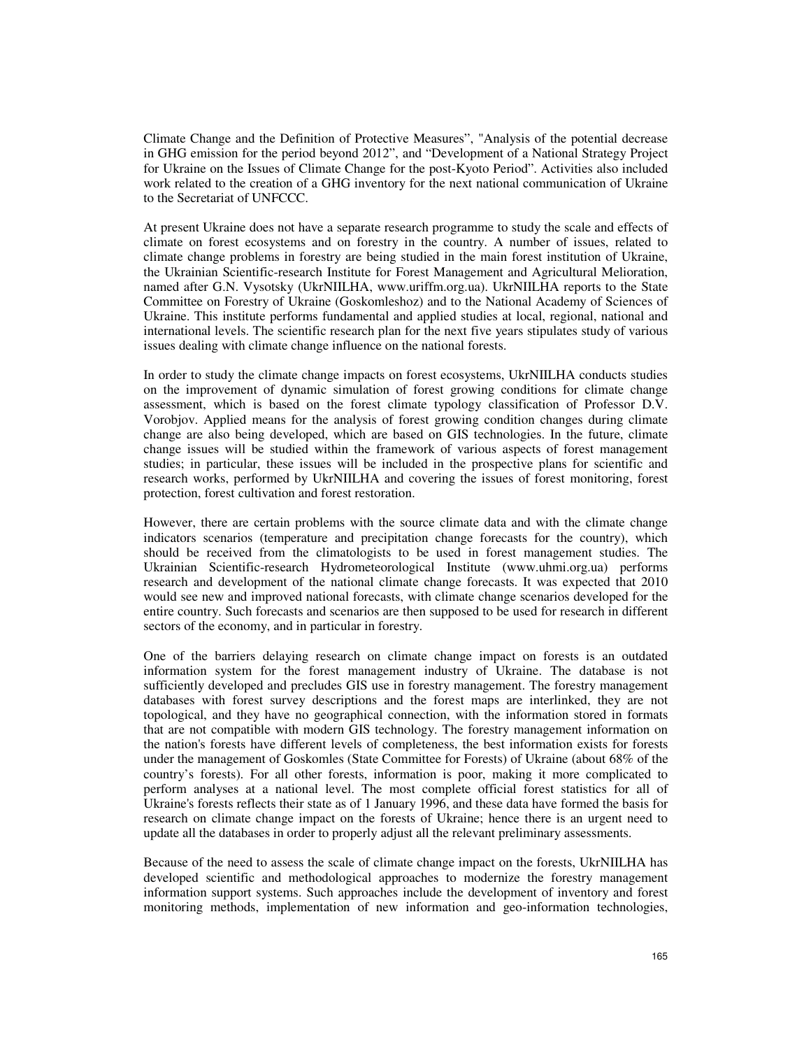Climate Change and the Definition of Protective Measures", "Analysis of the potential decrease in GHG emission for the period beyond 2012", and "Development of a National Strategy Project for Ukraine on the Issues of Climate Change for the post-Kyoto Period". Activities also included work related to the creation of a GHG inventory for the next national communication of Ukraine to the Secretariat of UNFCCC.

At present Ukraine does not have a separate research programme to study the scale and effects of climate on forest ecosystems and on forestry in the country. A number of issues, related to climate change problems in forestry are being studied in the main forest institution of Ukraine, the Ukrainian Scientific-research Institute for Forest Management and Agricultural Melioration, named after G.N. Vysotsky (UkrNIILHA, www.uriffm.org.ua). UkrNIILHA reports to the State Committee on Forestry of Ukraine (Goskomleshoz) and to the National Academy of Sciences of Ukraine. This institute performs fundamental and applied studies at local, regional, national and international levels. The scientific research plan for the next five years stipulates study of various issues dealing with climate change influence on the national forests.

In order to study the climate change impacts on forest ecosystems, UkrNIILHA conducts studies on the improvement of dynamic simulation of forest growing conditions for climate change assessment, which is based on the forest climate typology classification of Professor D.V. Vorobjov. Applied means for the analysis of forest growing condition changes during climate change are also being developed, which are based on GIS technologies. In the future, climate change issues will be studied within the framework of various aspects of forest management studies; in particular, these issues will be included in the prospective plans for scientific and research works, performed by UkrNIILHA and covering the issues of forest monitoring, forest protection, forest cultivation and forest restoration.

However, there are certain problems with the source climate data and with the climate change indicators scenarios (temperature and precipitation change forecasts for the country), which should be received from the climatologists to be used in forest management studies. The Ukrainian Scientific-research Hydrometeorological Institute (www.uhmi.org.ua) performs research and development of the national climate change forecasts. It was expected that 2010 would see new and improved national forecasts, with climate change scenarios developed for the entire country. Such forecasts and scenarios are then supposed to be used for research in different sectors of the economy, and in particular in forestry.

One of the barriers delaying research on climate change impact on forests is an outdated information system for the forest management industry of Ukraine. The database is not sufficiently developed and precludes GIS use in forestry management. The forestry management databases with forest survey descriptions and the forest maps are interlinked, they are not topological, and they have no geographical connection, with the information stored in formats that are not compatible with modern GIS technology. The forestry management information on the nation's forests have different levels of completeness, the best information exists for forests under the management of Goskomles (State Committee for Forests) of Ukraine (about 68% of the country's forests). For all other forests, information is poor, making it more complicated to perform analyses at a national level. The most complete official forest statistics for all of Ukraine's forests reflects their state as of 1 January 1996, and these data have formed the basis for research on climate change impact on the forests of Ukraine; hence there is an urgent need to update all the databases in order to properly adjust all the relevant preliminary assessments.

Because of the need to assess the scale of climate change impact on the forests, UkrNIILHA has developed scientific and methodological approaches to modernize the forestry management information support systems. Such approaches include the development of inventory and forest monitoring methods, implementation of new information and geo-information technologies,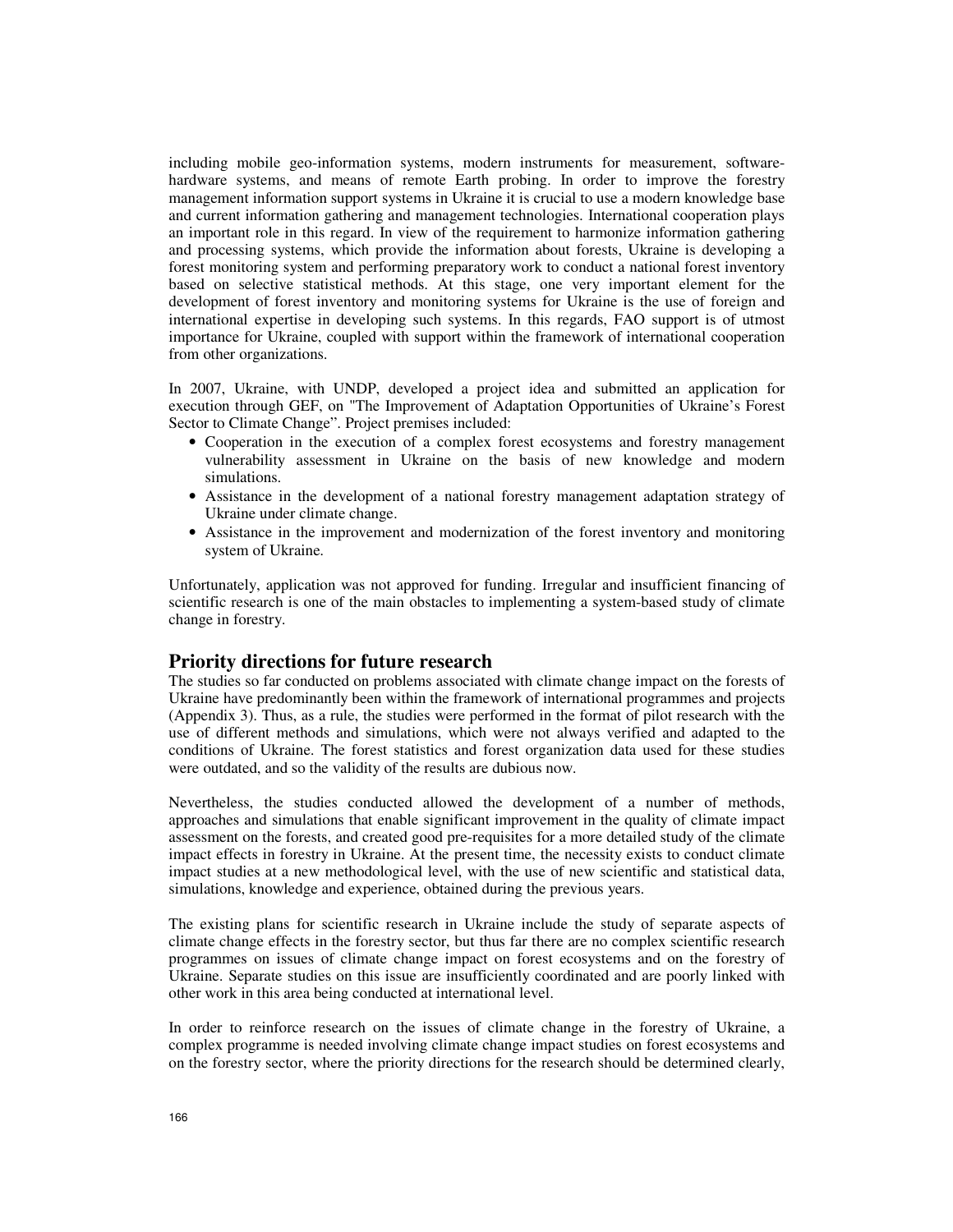including mobile geo-information systems, modern instruments for measurement, software-hardware systems, and means of remote Earth probing. In order to improve the forestry management information support systems in Ukraine it is crucial to use a modern knowledge base and current information gathering and management technologies. International cooperation plays an important role in this regard. In view of the requirement to harmonize information gathering and processing systems, which provide the information about forests, Ukraine is developing a forest monitoring system and performing preparatory work to conduct a national forest inventory based on selective statistical methods. At this stage, one very important element for the development of forest inventory and monitoring systems for Ukraine is the use of foreign and international expertise in developing such systems. In this regards, FAO support is of utmost importance for Ukraine, coupled with support within the framework of international cooperation from other organizations.

In 2007, Ukraine, with UNDP, developed a project idea and submitted an application for execution through GEF, on "The Improvement of Adaptation Opportunities of Ukraine's Forest Sector to Climate Change". Project premises included:

- Cooperation in the execution of a complex forest ecosystems and forestry management vulnerability assessment in Ukraine on the basis of new knowledge and modern simulations.
- Assistance in the development of a national forestry management adaptation strategy of Ukraine under climate change.
- Assistance in the improvement and modernization of the forest inventory and monitoring system of Ukraine.

Unfortunately, application was not approved for funding. Irregular and insufficient financing of scientific research is one of the main obstacles to implementing a system-based study of climate change in forestry.

## Priority directions for future research

The studies so far conducted on problems associated with climate change impact on the forests of Ukraine have predominantly been within the framework of international programmes and projects (Appendix 3). Thus, as a rule, the studies were performed in the format of pilot research with the use of different methods and simulations, which were not always verified and adapted to the conditions of Ukraine. The forest statistics and forest organization data used for these studies were outdated, and so the validity of the results are dubious now.

Nevertheless, the studies conducted allowed the development of a number of methods, approaches and simulations that enable significant improvement in the quality of climate impact assessment on the forests, and created good pre-requisites for a more detailed study of the climate impact effects in forestry in Ukraine. At the present time, the necessity exists to conduct climate impact studies at a new methodological level, with the use of new scientific and statistical data, simulations, knowledge and experience, obtained during the previous years.

The existing plans for scientific research in Ukraine include the study of separate aspects of climate change effects in the forestry sector, but thus far there are no complex scientific research programmes on issues of climate change impact on forest ecosystems and on the forestry of Ukraine. Separate studies on this issue are insufficiently coordinated and are poorly linked with other work in this area being conducted at international level.

In order to reinforce research on the issues of climate change in the forestry of Ukraine, a complex programme is needed involving climate change impact studies on forest ecosystems and on the forestry sector, where the priority directions for the research should be determined clearly,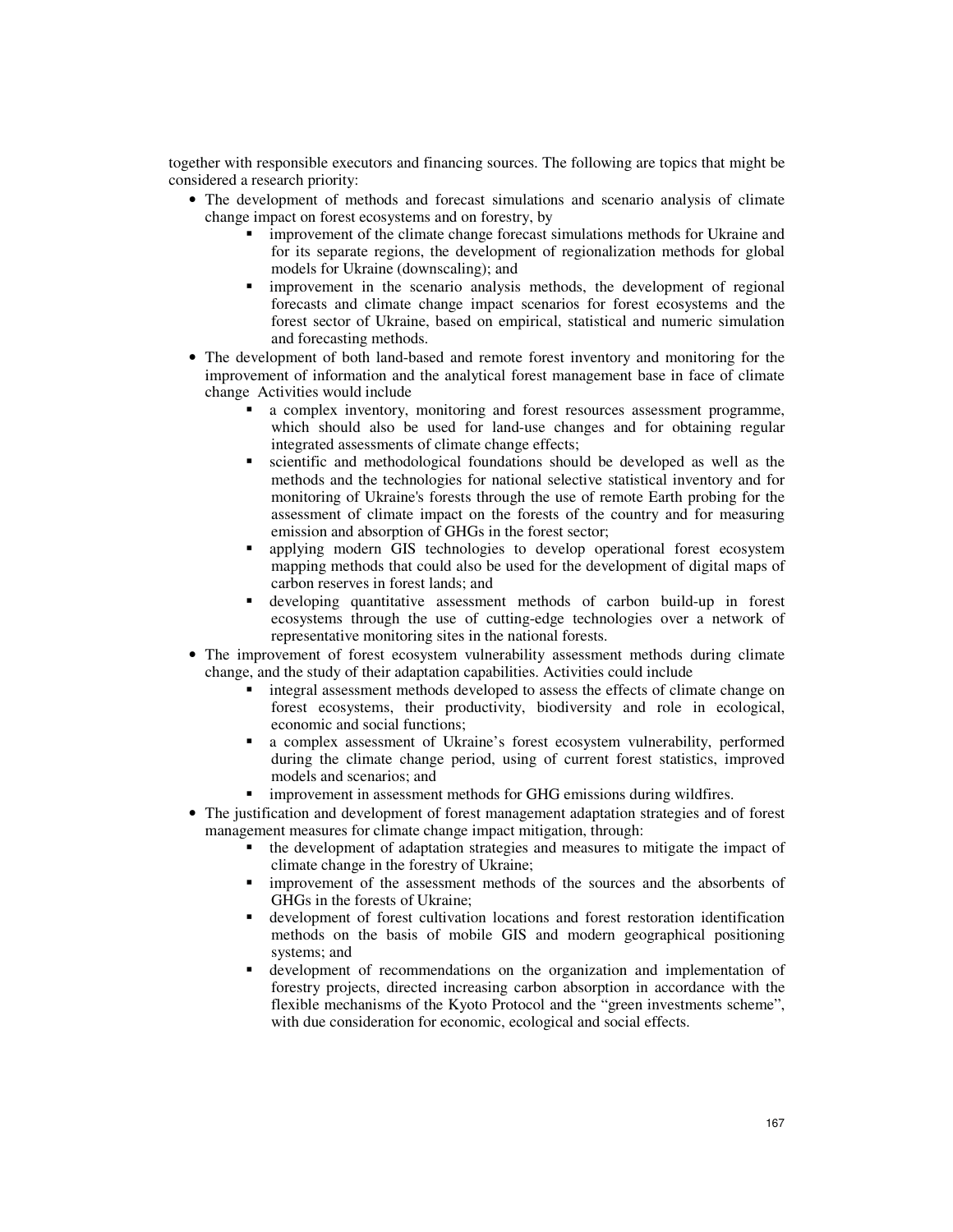together with responsible executors and financing sources. The following are topics that might be considered a research priority:

- The development of methods and forecast simulations and scenario analysis of climate change impact on forest ecosystems and on forestry, by
    - improvement of the climate change forecast simulations methods for Ukraine and for its separate regions, the development of regionalization methods for global models for Ukraine (downscaling); and
    - improvement in the scenario analysis methods, the development of regional forecasts and climate change impact scenarios for forest ecosystems and the forest sector of Ukraine, based on empirical, statistical and numeric simulation and forecasting methods.
- The development of both land-based and remote forest inventory and monitoring for the improvement of information and the analytical forest management base in face of climate change Activities would include
    - a complex inventory, monitoring and forest resources assessment programme, which should also be used for land-use changes and for obtaining regular integrated assessments of climate change effects;
    - scientific and methodological foundations should be developed as well as the methods and the technologies for national selective statistical inventory and for monitoring of Ukraine's forests through the use of remote Earth probing for the assessment of climate impact on the forests of the country and for measuring emission and absorption of GHGs in the forest sector;
    - applying modern GIS technologies to develop operational forest ecosystem mapping methods that could also be used for the development of digital maps of carbon reserves in forest lands; and
    - developing quantitative assessment methods of carbon build-up in forest ecosystems through the use of cutting-edge technologies over a network of representative monitoring sites in the national forests.
- The improvement of forest ecosystem vulnerability assessment methods during climate change, and the study of their adaptation capabilities. Activities could include
    - integral assessment methods developed to assess the effects of climate change on forest ecosystems, their productivity, biodiversity and role in ecological, economic and social functions;
    - a complex assessment of Ukraine's forest ecosystem vulnerability, performed during the climate change period, using of current forest statistics, improved models and scenarios; and
    - improvement in assessment methods for GHG emissions during wildfires.
- The justification and development of forest management adaptation strategies and of forest management measures for climate change impact mitigation, through:
    - the development of adaptation strategies and measures to mitigate the impact of climate change in the forestry of Ukraine;
    - improvement of the assessment methods of the sources and the absorbents of GHGs in the forests of Ukraine;
    - development of forest cultivation locations and forest restoration identification methods on the basis of mobile GIS and modern geographical positioning systems; and
    - development of recommendations on the organization and implementation of forestry projects, directed increasing carbon absorption in accordance with the flexible mechanisms of the Kyoto Protocol and the "green investments scheme", with due consideration for economic, ecological and social effects.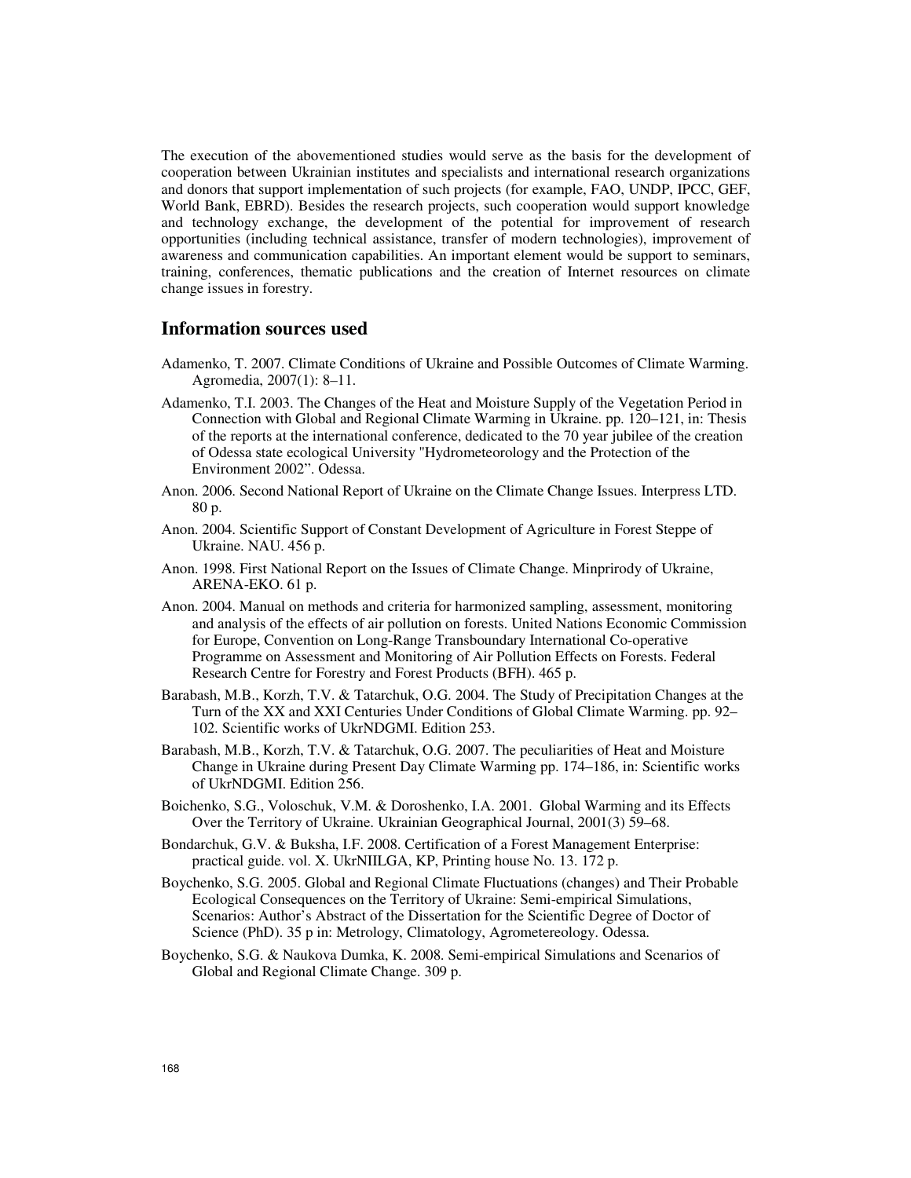The execution of the abovementioned studies would serve as the basis for the development of cooperation between Ukrainian institutes and specialists and international research organizations and donors that support implementation of such projects (for example, FAO, UNDP, IPCC, GEF, World Bank, EBRD). Besides the research projects, such cooperation would support knowledge and technology exchange, the development of the potential for improvement of research opportunities (including technical assistance, transfer of modern technologies), improvement of awareness and communication capabilities. An important element would be support to seminars, training, conferences, thematic publications and the creation of Internet resources on climate change issues in forestry.

## Information sources used

Adamenko, T. 2007. Climate Conditions of Ukraine and Possible Outcomes of Climate Warming. Agromedia, 2007(1): 8–11.

Adamenko, T.I. 2003. The Changes of the Heat and Moisture Supply of the Vegetation Period in Connection with Global and Regional Climate Warming in Ukraine. pp. 120–121, in: Thesis of the reports at the international conference, dedicated to the 70 year jubilee of the creation of Odessa state ecological University "Hydrometeorology and the Protection of the Environment 2002". Odessa.

Anon. 2006. Second National Report of Ukraine on the Climate Change Issues. Interpress LTD. 80 p.

Anon. 2004. Scientific Support of Constant Development of Agriculture in Forest Steppe of Ukraine. NAU. 456 p.

Anon. 1998. First National Report on the Issues of Climate Change. Minprirody of Ukraine, ARENA-EKO. 61 p.

Anon. 2004. Manual on methods and criteria for harmonized sampling, assessment, monitoring and analysis of the effects of air pollution on forests. United Nations Economic Commission for Europe, Convention on Long-Range Transboundary International Co-operative Programme on Assessment and Monitoring of Air Pollution Effects on Forests. Federal Research Centre for Forestry and Forest Products (BFH). 465 p.

Barabash, M.B., Korzh, T.V. & Tatarchuk, O.G. 2004. The Study of Precipitation Changes at the Turn of the XX and XXI Centuries Under Conditions of Global Climate Warming. pp. 92–102. Scientific works of UkrNDGMI. Edition 253.

Barabash, M.B., Korzh, T.V. & Tatarchuk, O.G. 2007. The peculiarities of Heat and Moisture Change in Ukraine during Present Day Climate Warming pp. 174–186, in: Scientific works of UkrNDGMI. Edition 256.

Boichenko, S.G., Voloschuk, V.M. & Doroshenko, I.A. 2001. Global Warming and its Effects Over the Territory of Ukraine. Ukrainian Geographical Journal, 2001(3) 59–68.

Bondarchuk, G.V. & Buksha, I.F. 2008. Certification of a Forest Management Enterprise: practical guide. vol. X. UkrNIILGA, KP, Printing house No. 13. 172 p.

Boychenko, S.G. 2005. Global and Regional Climate Fluctuations (changes) and Their Probable Ecological Consequences on the Territory of Ukraine: Semi-empirical Simulations, Scenarios: Author's Abstract of the Dissertation for the Scientific Degree of Doctor of Science (PhD). 35 p in: Metrology, Climatology, Agrometereology. Odessa.

Boychenko, S.G. & Naukova Dumka, K. 2008. Semi-empirical Simulations and Scenarios of Global and Regional Climate Change. 309 p.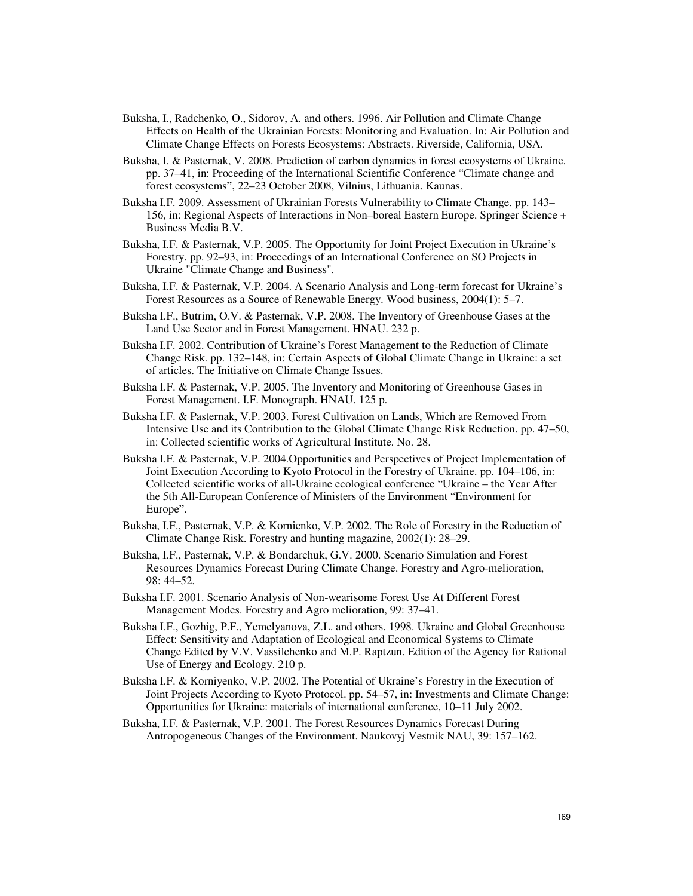Buksha, I., Radchenko, O., Sidorov, A. and others. 1996. Air Pollution and Climate Change Effects on Health of the Ukrainian Forests: Monitoring and Evaluation. In: Air Pollution and Climate Change Effects on Forests Ecosystems: Abstracts. Riverside, California, USA.

Buksha, I. & Pasternak, V. 2008. Prediction of carbon dynamics in forest ecosystems of Ukraine. pp. 37–41, in: Proceeding of the International Scientific Conference "Climate change and forest ecosystems", 22–23 October 2008, Vilnius, Lithuania. Kaunas.

Buksha I.F. 2009. Assessment of Ukrainian Forests Vulnerability to Climate Change. pp. 143–156, in: Regional Aspects of Interactions in Non–boreal Eastern Europe. Springer Science + Business Media B.V.

Buksha, I.F. & Pasternak, V.P. 2005. The Opportunity for Joint Project Execution in Ukraine's Forestry. pp. 92–93, in: Proceedings of an International Conference on SO Projects in Ukraine "Climate Change and Business".

Buksha, I.F. & Pasternak, V.P. 2004. A Scenario Analysis and Long-term forecast for Ukraine's Forest Resources as a Source of Renewable Energy. Wood business, 2004(1): 5–7.

Buksha I.F., Butrim, O.V. & Pasternak, V.P. 2008. The Inventory of Greenhouse Gases at the Land Use Sector and in Forest Management. HNAU. 232 p.

Buksha I.F. 2002. Contribution of Ukraine's Forest Management to the Reduction of Climate Change Risk. pp. 132–148, in: Certain Aspects of Global Climate Change in Ukraine: a set of articles. The Initiative on Climate Change Issues.

Buksha I.F. & Pasternak, V.P. 2005. The Inventory and Monitoring of Greenhouse Gases in Forest Management. I.F. Monograph. HNAU. 125 p.

Buksha I.F. & Pasternak, V.P. 2003. Forest Cultivation on Lands, Which are Removed From Intensive Use and its Contribution to the Global Climate Change Risk Reduction. pp. 47–50, in: Collected scientific works of Agricultural Institute. No. 28.

Buksha I.F. & Pasternak, V.P. 2004.Opportunities and Perspectives of Project Implementation of Joint Execution According to Kyoto Protocol in the Forestry of Ukraine. pp. 104–106, in: Collected scientific works of all-Ukraine ecological conference "Ukraine – the Year After the 5th All-European Conference of Ministers of the Environment "Environment for Europe".

Buksha, I.F., Pasternak, V.P. & Kornienko, V.P. 2002. The Role of Forestry in the Reduction of Climate Change Risk. Forestry and hunting magazine, 2002(1): 28–29.

Buksha, I.F., Pasternak, V.P. & Bondarchuk, G.V. 2000. Scenario Simulation and Forest Resources Dynamics Forecast During Climate Change. Forestry and Agro-melioration, 98: 44–52.

Buksha I.F. 2001. Scenario Analysis of Non-wearisome Forest Use At Different Forest Management Modes. Forestry and Agro melioration, 99: 37–41.

Buksha I.F., Gozhig, P.F., Yemelyanova, Z.L. and others. 1998. Ukraine and Global Greenhouse Effect: Sensitivity and Adaptation of Ecological and Economical Systems to Climate Change Edited by V.V. Vassilchenko and M.P. Raptzun. Edition of the Agency for Rational Use of Energy and Ecology. 210 p.

Buksha I.F. & Korniyenko, V.P. 2002. The Potential of Ukraine's Forestry in the Execution of Joint Projects According to Kyoto Protocol. pp. 54–57, in: Investments and Climate Change: Opportunities for Ukraine: materials of international conference, 10–11 July 2002.

Buksha, I.F. & Pasternak, V.P. 2001. The Forest Resources Dynamics Forecast During Antropogeneous Changes of the Environment. Naukovyj Vestnik NAU, 39: 157–162.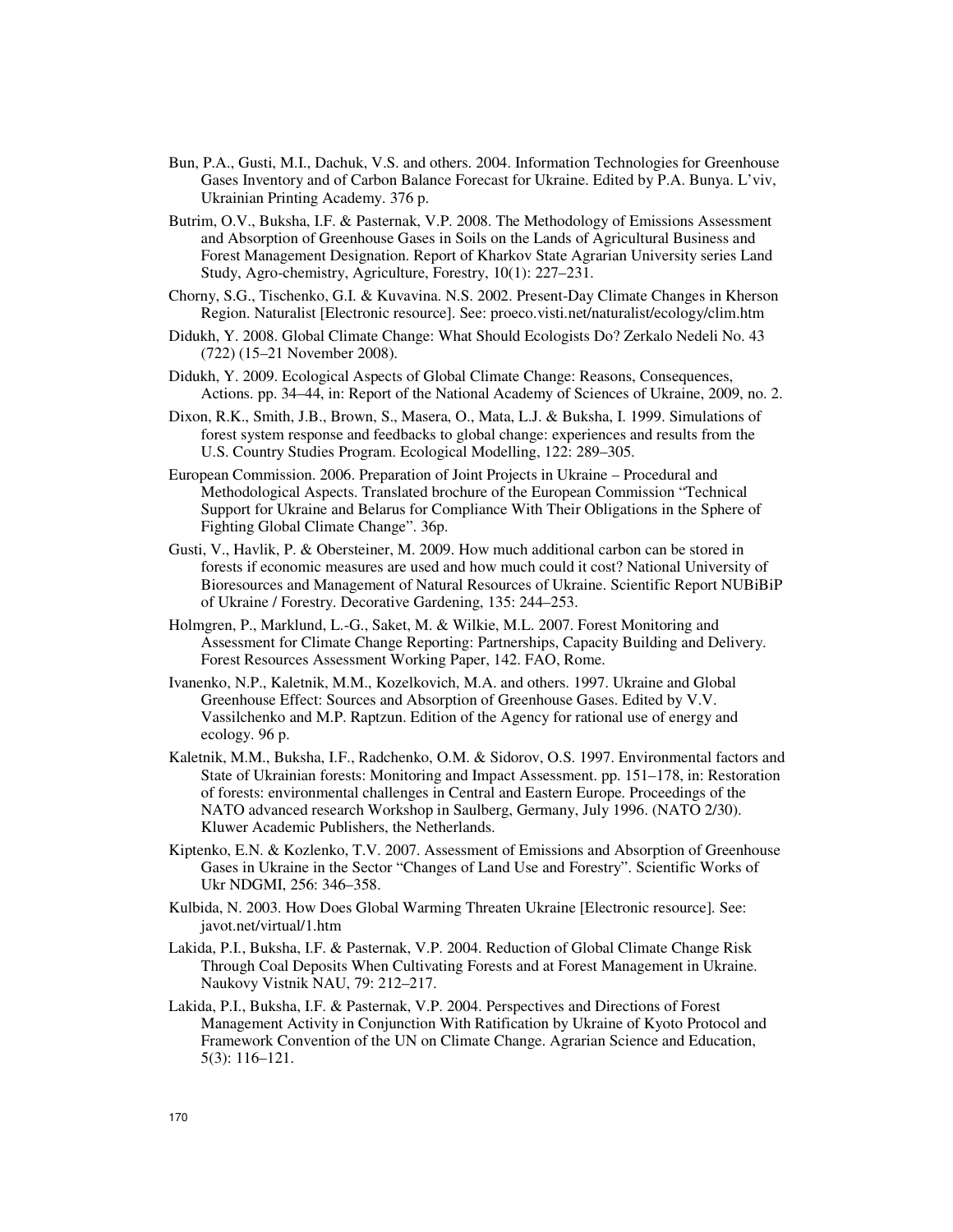Bun, P.A., Gusti, M.I., Dachuk, V.S. and others. 2004. Information Technologies for Greenhouse Gases Inventory and of Carbon Balance Forecast for Ukraine. Edited by P.A. Bunya. L'viv, Ukrainian Printing Academy. 376 p.

Butrim, O.V., Buksha, I.F. & Pasternak, V.P. 2008. The Methodology of Emissions Assessment and Absorption of Greenhouse Gases in Soils on the Lands of Agricultural Business and Forest Management Designation. Report of Kharkov State Agrarian University series Land Study, Agro-chemistry, Agriculture, Forestry, 10(1): 227–231.

Chorny, S.G., Tischenko, G.I. & Kuvavina. N.S. 2002. Present-Day Climate Changes in Kherson Region. Naturalist [Electronic resource]. See: proeco.visti.net/naturalist/ecology/clim.htm

Didukh, Y. 2008. Global Climate Change: What Should Ecologists Do? Zerkalo Nedeli No. 43 (722) (15–21 November 2008).

Didukh, Y. 2009. Ecological Aspects of Global Climate Change: Reasons, Consequences, Actions. pp. 34–44, in: Report of the National Academy of Sciences of Ukraine, 2009, no. 2.

Dixon, R.K., Smith, J.B., Brown, S., Masera, O., Mata, L.J. & Buksha, I. 1999. Simulations of forest system response and feedbacks to global change: experiences and results from the U.S. Country Studies Program. Ecological Modelling, 122: 289–305.

European Commission. 2006. Preparation of Joint Projects in Ukraine – Procedural and Methodological Aspects. Translated brochure of the European Commission "Technical Support for Ukraine and Belarus for Compliance With Their Obligations in the Sphere of Fighting Global Climate Change". 36p.

Gusti, V., Havlik, P. & Obersteiner, M. 2009. How much additional carbon can be stored in forests if economic measures are used and how much could it cost? National University of Bioresources and Management of Natural Resources of Ukraine. Scientific Report NUBiBiP of Ukraine / Forestry. Decorative Gardening, 135: 244–253.

Holmgren, P., Marklund, L.-G., Saket, M. & Wilkie, M.L. 2007. Forest Monitoring and Assessment for Climate Change Reporting: Partnerships, Capacity Building and Delivery. Forest Resources Assessment Working Paper, 142. FAO, Rome.

Ivanenko, N.P., Kaletnik, M.M., Kozelkovich, M.A. and others. 1997. Ukraine and Global Greenhouse Effect: Sources and Absorption of Greenhouse Gases. Edited by V.V. Vassilchenko and M.P. Raptzun. Edition of the Agency for rational use of energy and ecology. 96 p.

Kaletnik, M.M., Buksha, I.F., Radchenko, O.M. & Sidorov, O.S. 1997. Environmental factors and State of Ukrainian forests: Monitoring and Impact Assessment. pp. 151–178, in: Restoration of forests: environmental challenges in Central and Eastern Europe. Proceedings of the NATO advanced research Workshop in Saulberg, Germany, July 1996. (NATO 2/30). Kluwer Academic Publishers, the Netherlands.

Kiptenko, E.N. & Kozlenko, T.V. 2007. Assessment of Emissions and Absorption of Greenhouse Gases in Ukraine in the Sector "Changes of Land Use and Forestry". Scientific Works of Ukr NDGMI, 256: 346–358.

Kulbida, N. 2003. How Does Global Warming Threaten Ukraine [Electronic resource]. See: javot.net/virtual/1.htm

Lakida, P.I., Buksha, I.F. & Pasternak, V.P. 2004. Reduction of Global Climate Change Risk Through Coal Deposits When Cultivating Forests and at Forest Management in Ukraine. Naukovy Vistnik NAU, 79: 212–217.

Lakida, P.I., Buksha, I.F. & Pasternak, V.P. 2004. Perspectives and Directions of Forest Management Activity in Conjunction With Ratification by Ukraine of Kyoto Protocol and Framework Convention of the UN on Climate Change. Agrarian Science and Education, 5(3): 116–121.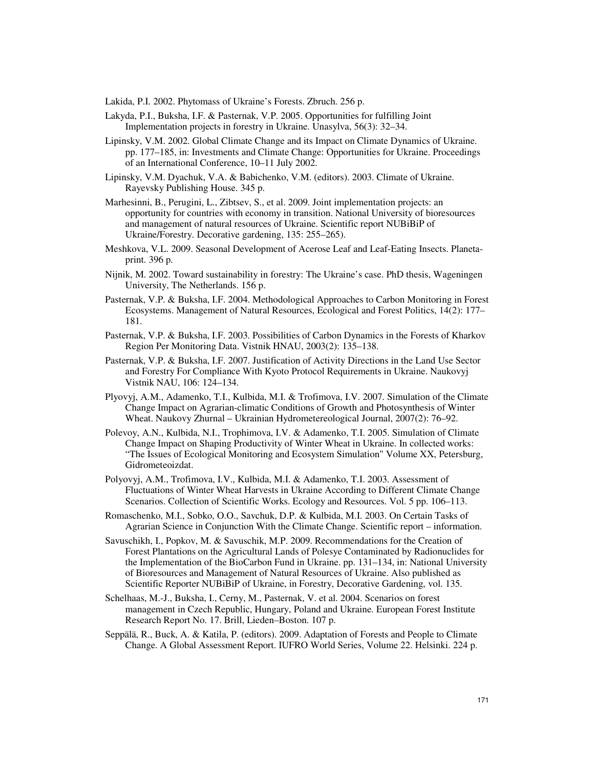Lakida, P.I. 2002. Phytomass of Ukraine's Forests. Zbruch. 256 p.

Lakyda, P.I., Buksha, I.F. & Pasternak, V.P. 2005. Opportunities for fulfilling Joint Implementation projects in forestry in Ukraine. Unasylva, 56(3): 32–34.

Lipinsky, V.M. 2002. Global Climate Change and its Impact on Climate Dynamics of Ukraine. pp. 177–185, in: Investments and Climate Change: Opportunities for Ukraine. Proceedings of an International Conference, 10–11 July 2002.

Lipinsky, V.M. Dyachuk, V.A. & Babichenko, V.M. (editors). 2003. Climate of Ukraine. Rayevsky Publishing House. 345 p.

Marhesinni, B., Perugini, L., Zibtsev, S., et al. 2009. Joint implementation projects: an opportunity for countries with economy in transition. National University of bioresources and management of natural resources of Ukraine. Scientific report NUBiBiP of Ukraine/Forestry. Decorative gardening, 135: 255–265).

Meshkova, V.L. 2009. Seasonal Development of Acerose Leaf and Leaf-Eating Insects. Planeta-print. 396 p.

Nijnik, M. 2002. Toward sustainability in forestry: The Ukraine's case. PhD thesis, Wageningen University, The Netherlands. 156 p.

Pasternak, V.P. & Buksha, I.F. 2004. Methodological Approaches to Carbon Monitoring in Forest Ecosystems. Management of Natural Resources, Ecological and Forest Politics, 14(2): 177–181.

Pasternak, V.P. & Buksha, I.F. 2003. Possibilities of Carbon Dynamics in the Forests of Kharkov Region Per Monitoring Data. Vistnik HNAU, 2003(2): 135–138.

Pasternak, V.P. & Buksha, I.F. 2007. Justification of Activity Directions in the Land Use Sector and Forestry For Compliance With Kyoto Protocol Requirements in Ukraine. Naukovyj Vistnik NAU, 106: 124–134.

Plyovyj, A.M., Adamenko, T.I., Kulbida, M.I. & Trofimova, I.V. 2007. Simulation of the Climate Change Impact on Agrarian-climatic Conditions of Growth and Photosynthesis of Winter Wheat. Naukovy Zhurnal – Ukrainian Hydrometereological Journal, 2007(2): 76–92.

Polevoy, A.N., Kulbida, N.I., Trophimova, I.V. & Adamenko, T.I. 2005. Simulation of Climate Change Impact on Shaping Productivity of Winter Wheat in Ukraine. In collected works: "The Issues of Ecological Monitoring and Ecosystem Simulation" Volume XX, Petersburg, Gidrometeoizdat.

Polyovyj, A.M., Trofimova, I.V., Kulbida, M.I. & Adamenko, T.I. 2003. Assessment of Fluctuations of Winter Wheat Harvests in Ukraine According to Different Climate Change Scenarios. Collection of Scientific Works. Ecology and Resources. Vol. 5 pp. 106–113.

Romaschenko, M.I., Sobko, O.O., Savchuk, D.P. & Kulbida, M.I. 2003. On Certain Tasks of Agrarian Science in Conjunction With the Climate Change. Scientific report – information.

Savuschikh, I., Popkov, M. & Savuschik, M.P. 2009. Recommendations for the Creation of Forest Plantations on the Agricultural Lands of Polesye Contaminated by Radionuclides for the Implementation of the BioCarbon Fund in Ukraine. pp. 131–134, in: National University of Bioresources and Management of Natural Resources of Ukraine. Also published as Scientific Reporter NUBiBiP of Ukraine, in Forestry, Decorative Gardening, vol. 135.

Schelhaas, M.-J., Buksha, I., Cerny, M., Pasternak, V. et al. 2004. Scenarios on forest management in Czech Republic, Hungary, Poland and Ukraine. European Forest Institute Research Report No. 17. Brill, Lieden–Boston. 107 p.

Seppälä, R., Buck, A. & Katila, P. (editors). 2009. Adaptation of Forests and People to Climate Change. A Global Assessment Report. IUFRO World Series, Volume 22. Helsinki. 224 p.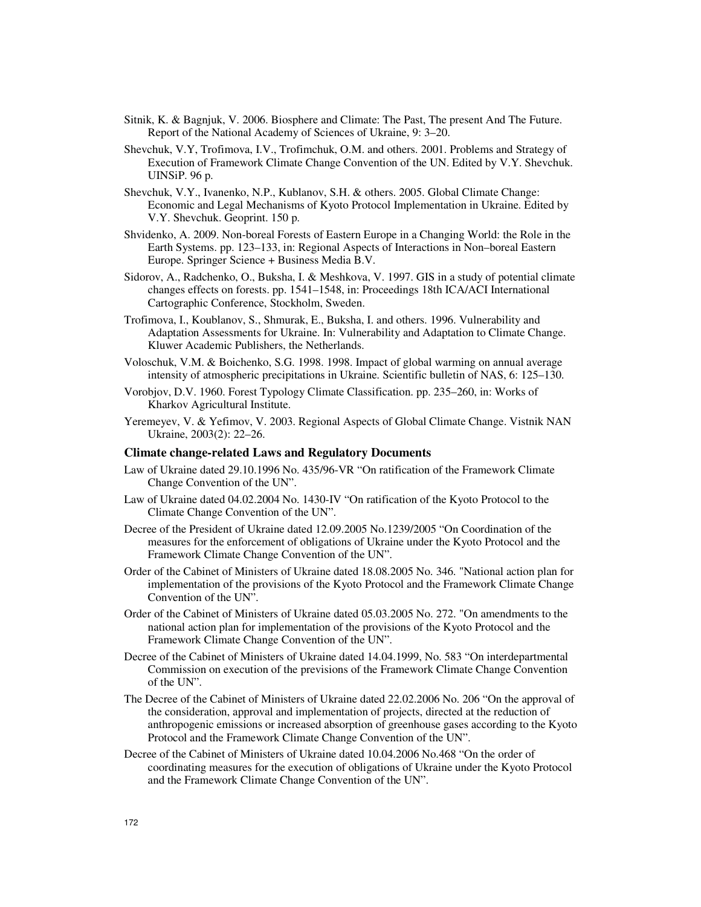Sitnik, K. & Bagnjuk, V. 2006. Biosphere and Climate: The Past, The present And The Future. Report of the National Academy of Sciences of Ukraine, 9: 3–20.

Shevchuk, V.Y, Trofimova, I.V., Trofimchuk, O.M. and others. 2001. Problems and Strategy of Execution of Framework Climate Change Convention of the UN. Edited by V.Y. Shevchuk. UINSiP. 96 p.

Shevchuk, V.Y., Ivanenko, N.P., Kublanov, S.H. & others. 2005. Global Climate Change: Economic and Legal Mechanisms of Kyoto Protocol Implementation in Ukraine. Edited by V.Y. Shevchuk. Geoprint. 150 p.

Shvidenko, A. 2009. Non-boreal Forests of Eastern Europe in a Changing World: the Role in the Earth Systems. pp. 123–133, in: Regional Aspects of Interactions in Non–boreal Eastern Europe. Springer Science + Business Media B.V.

Sidorov, A., Radchenko, O., Buksha, I. & Meshkova, V. 1997. GIS in a study of potential climate changes effects on forests. pp. 1541–1548, in: Proceedings 18th ICA/ACI International Cartographic Conference, Stockholm, Sweden.

Trofimova, I., Koublanov, S., Shmurak, E., Buksha, I. and others. 1996. Vulnerability and Adaptation Assessments for Ukraine. In: Vulnerability and Adaptation to Climate Change. Kluwer Academic Publishers, the Netherlands.

Voloschuk, V.M. & Boichenko, S.G. 1998. 1998. Impact of global warming on annual average intensity of atmospheric precipitations in Ukraine. Scientific bulletin of NAS, 6: 125–130.

Vorobjov, D.V. 1960. Forest Typology Climate Classification. pp. 235–260, in: Works of Kharkov Agricultural Institute.

Yeremeyev, V. & Yefimov, V. 2003. Regional Aspects of Global Climate Change. Vistnik NAN Ukraine, 2003(2): 22–26.

### Climate change-related Laws and Regulatory Documents

Law of Ukraine dated 29.10.1996 No. 435/96-VR "On ratification of the Framework Climate Change Convention of the UN".

Law of Ukraine dated 04.02.2004 No. 1430-IV "On ratification of the Kyoto Protocol to the Climate Change Convention of the UN".

Decree of the President of Ukraine dated 12.09.2005 No.1239/2005 "On Coordination of the measures for the enforcement of obligations of Ukraine under the Kyoto Protocol and the Framework Climate Change Convention of the UN".

Order of the Cabinet of Ministers of Ukraine dated 18.08.2005 No. 346. "National action plan for implementation of the provisions of the Kyoto Protocol and the Framework Climate Change Convention of the UN".

Order of the Cabinet of Ministers of Ukraine dated 05.03.2005 No. 272. "On amendments to the national action plan for implementation of the provisions of the Kyoto Protocol and the Framework Climate Change Convention of the UN".

Decree of the Cabinet of Ministers of Ukraine dated 14.04.1999, No. 583 "On interdepartmental Commission on execution of the previsions of the Framework Climate Change Convention of the UN".

The Decree of the Cabinet of Ministers of Ukraine dated 22.02.2006 No. 206 "On the approval of the consideration, approval and implementation of projects, directed at the reduction of anthropogenic emissions or increased absorption of greenhouse gases according to the Kyoto Protocol and the Framework Climate Change Convention of the UN".

Decree of the Cabinet of Ministers of Ukraine dated 10.04.2006 No.468 "On the order of coordinating measures for the execution of obligations of Ukraine under the Kyoto Protocol and the Framework Climate Change Convention of the UN".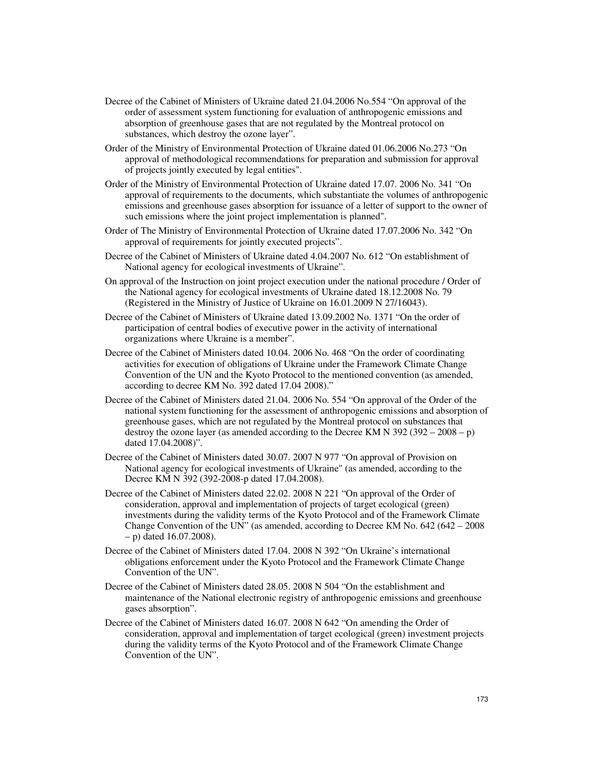Decree of the Cabinet of Ministers of Ukraine dated 21.04.2006 No.554 "On approval of the order of assessment system functioning for evaluation of anthropogenic emissions and absorption of greenhouse gases that are not regulated by the Montreal protocol on substances, which destroy the ozone layer".

Order of the Ministry of Environmental Protection of Ukraine dated 01.06.2006 No.273 "On approval of methodological recommendations for preparation and submission for approval of projects jointly executed by legal entities".

Order of the Ministry of Environmental Protection of Ukraine dated 17.07. 2006 No. 341 "On approval of requirements to the documents, which substantiate the volumes of anthropogenic emissions and greenhouse gases absorption for issuance of a letter of support to the owner of such emissions where the joint project implementation is planned".

Order of The Ministry of Environmental Protection of Ukraine dated 17.07.2006 No. 342 "On approval of requirements for jointly executed projects".

Decree of the Cabinet of Ministers of Ukraine dated 4.04.2007 No. 612 "On establishment of National agency for ecological investments of Ukraine".

On approval of the Instruction on joint project execution under the national procedure / Order of the National agency for ecological investments of Ukraine dated 18.12.2008 No. 79 (Registered in the Ministry of Justice of Ukraine on 16.01.2009 N 27/16043).

Decree of the Cabinet of Ministers of Ukraine dated 13.09.2002 No. 1371 "On the order of participation of central bodies of executive power in the activity of international organizations where Ukraine is a member".

Decree of the Cabinet of Ministers dated 10.04. 2006 No. 468 "On the order of coordinating activities for execution of obligations of Ukraine under the Framework Climate Change Convention of the UN and the Kyoto Protocol to the mentioned convention (as amended, according to decree KM No. 392 dated 17.04 2008)."

Decree of the Cabinet of Ministers dated 21.04. 2006 No. 554 "On approval of the Order of the national system functioning for the assessment of anthropogenic emissions and absorption of greenhouse gases, which are not regulated by the Montreal protocol on substances that destroy the ozone layer (as amended according to the Decree KM N 392 (392 – 2008 – p) dated 17.04.2008)".

Decree of the Cabinet of Ministers dated 30.07. 2007 N 977 "On approval of Provision on National agency for ecological investments of Ukraine" (as amended, according to the Decree KM N 392 (392-2008-p dated 17.04.2008).

Decree of the Cabinet of Ministers dated 22.02. 2008 N 221 "On approval of the Order of consideration, approval and implementation of projects of target ecological (green) investments during the validity terms of the Kyoto Protocol and of the Framework Climate Change Convention of the UN" (as amended, according to Decree KM No. 642 (642 – 2008 – p) dated 16.07.2008).

Decree of the Cabinet of Ministers dated 17.04. 2008 N 392 "On Ukraine's international obligations enforcement under the Kyoto Protocol and the Framework Climate Change Convention of the UN".

Decree of the Cabinet of Ministers dated 28.05. 2008 N 504 "On the establishment and maintenance of the National electronic registry of anthropogenic emissions and greenhouse gases absorption".

Decree of the Cabinet of Ministers dated 16.07. 2008 N 642 "On amending the Order of consideration, approval and implementation of target ecological (green) investment projects during the validity terms of the Kyoto Protocol and of the Framework Climate Change Convention of the UN".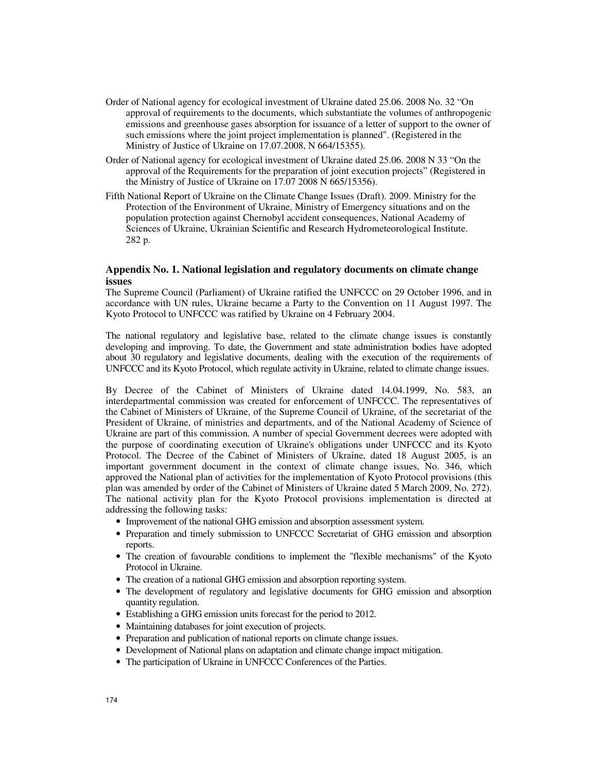Order of National agency for ecological investment of Ukraine dated 25.06. 2008 No. 32 “On approval of requirements to the documents, which substantiate the volumes of anthropogenic emissions and greenhouse gases absorption for issuance of a letter of support to the owner of such emissions where the joint project implementation is planned". (Registered in the Ministry of Justice of Ukraine on 17.07.2008, N 664/15355).

Order of National agency for ecological investment of Ukraine dated 25.06. 2008 N 33 “On the approval of the Requirements for the preparation of joint execution projects” (Registered in the Ministry of Justice of Ukraine on 17.07 2008 N 665/15356).

Fifth National Report of Ukraine on the Climate Change Issues (Draft). 2009. Ministry for the Protection of the Environment of Ukraine, Ministry of Emergency situations and on the population protection against Chernobyl accident consequences, National Academy of Sciences of Ukraine, Ukrainian Scientific and Research Hydrometeorological Institute. 282 p.

## Appendix No. 1. National legislation and regulatory documents on climate change issues

The Supreme Council (Parliament) of Ukraine ratified the UNFCCC on 29 October 1996, and in accordance with UN rules, Ukraine became a Party to the Convention on 11 August 1997. The Kyoto Protocol to UNFCCC was ratified by Ukraine on 4 February 2004.

The national regulatory and legislative base, related to the climate change issues is constantly developing and improving. To date, the Government and state administration bodies have adopted about 30 regulatory and legislative documents, dealing with the execution of the requirements of UNFCCC and its Kyoto Protocol, which regulate activity in Ukraine, related to climate change issues.

By Decree of the Cabinet of Ministers of Ukraine dated 14.04.1999, No. 583, an interdepartmental commission was created for enforcement of UNFCCC. The representatives of the Cabinet of Ministers of Ukraine, of the Supreme Council of Ukraine, of the secretariat of the President of Ukraine, of ministries and departments, and of the National Academy of Science of Ukraine are part of this commission. A number of special Government decrees were adopted with the purpose of coordinating execution of Ukraine's obligations under UNFCCC and its Kyoto Protocol. The Decree of the Cabinet of Ministers of Ukraine, dated 18 August 2005, is an important government document in the context of climate change issues, No. 346, which approved the National plan of activities for the implementation of Kyoto Protocol provisions (this plan was amended by order of the Cabinet of Ministers of Ukraine dated 5 March 2009, No. 272). The national activity plan for the Kyoto Protocol provisions implementation is directed at addressing the following tasks:

- Improvement of the national GHG emission and absorption assessment system.
- Preparation and timely submission to UNFCCC Secretariat of GHG emission and absorption reports.
- The creation of favourable conditions to implement the "flexible mechanisms" of the Kyoto Protocol in Ukraine.
- The creation of a national GHG emission and absorption reporting system.
- The development of regulatory and legislative documents for GHG emission and absorption quantity regulation.
- Establishing a GHG emission units forecast for the period to 2012.
- Maintaining databases for joint execution of projects.
- Preparation and publication of national reports on climate change issues.
- Development of National plans on adaptation and climate change impact mitigation.
- The participation of Ukraine in UNFCCC Conferences of the Parties.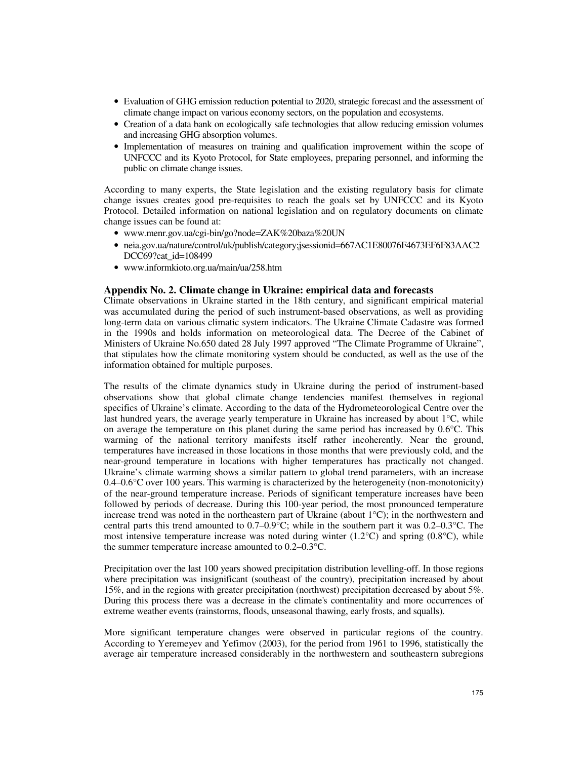- Evaluation of GHG emission reduction potential to 2020, strategic forecast and the assessment of climate change impact on various economy sectors, on the population and ecosystems.
- Creation of a data bank on ecologically safe technologies that allow reducing emission volumes and increasing GHG absorption volumes.
- Implementation of measures on training and qualification improvement within the scope of UNFCCC and its Kyoto Protocol, for State employees, preparing personnel, and informing the public on climate change issues.

According to many experts, the State legislation and the existing regulatory basis for climate change issues creates good pre-requisites to reach the goals set by UNFCCC and its Kyoto Protocol. Detailed information on national legislation and on regulatory documents on climate change issues can be found at:

- www.menr.gov.ua/cgi-bin/go?node=ZAK%20baza%20UN
- neia.gov.ua/nature/control/uk/publish/category;jsessionid=667AC1E80076F4673EF6F83AAC2DCC69?cat_id=108499
- www.informkioto.org.ua/main/ua/258.htm

## Appendix No. 2. Climate change in Ukraine: empirical data and forecasts

Climate observations in Ukraine started in the 18th century, and significant empirical material was accumulated during the period of such instrument-based observations, as well as providing long-term data on various climatic system indicators. The Ukraine Climate Cadastre was formed in the 1990s and holds information on meteorological data. The Decree of the Cabinet of Ministers of Ukraine No.650 dated 28 July 1997 approved "The Climate Programme of Ukraine", that stipulates how the climate monitoring system should be conducted, as well as the use of the information obtained for multiple purposes.

The results of the climate dynamics study in Ukraine during the period of instrument-based observations show that global climate change tendencies manifest themselves in regional specifics of Ukraine's climate. According to the data of the Hydrometeorological Centre over the last hundred years, the average yearly temperature in Ukraine has increased by about 1°C, while on average the temperature on this planet during the same period has increased by 0.6°C. This warming of the national territory manifests itself rather incoherently. Near the ground, temperatures have increased in those locations in those months that were previously cold, and the near-ground temperature in locations with higher temperatures has practically not changed. Ukraine's climate warming shows a similar pattern to global trend parameters, with an increase 0.4–0.6°C over 100 years. This warming is characterized by the heterogeneity (non-monotonicity) of the near-ground temperature increase. Periods of significant temperature increases have been followed by periods of decrease. During this 100-year period, the most pronounced temperature increase trend was noted in the northeastern part of Ukraine (about 1°C); in the northwestern and central parts this trend amounted to 0.7–0.9°C; while in the southern part it was 0.2–0.3°C. The most intensive temperature increase was noted during winter (1.2°C) and spring (0.8°C), while the summer temperature increase amounted to 0.2–0.3°C.

Precipitation over the last 100 years showed precipitation distribution levelling-off. In those regions where precipitation was insignificant (southeast of the country), precipitation increased by about 15%, and in the regions with greater precipitation (northwest) precipitation decreased by about 5%. During this process there was a decrease in the climate's continentality and more occurrences of extreme weather events (rainstorms, floods, unseasonal thawing, early frosts, and squalls).

More significant temperature changes were observed in particular regions of the country. According to Yeremeyev and Yefimov (2003), for the period from 1961 to 1996, statistically the average air temperature increased considerably in the northwestern and southeastern subregions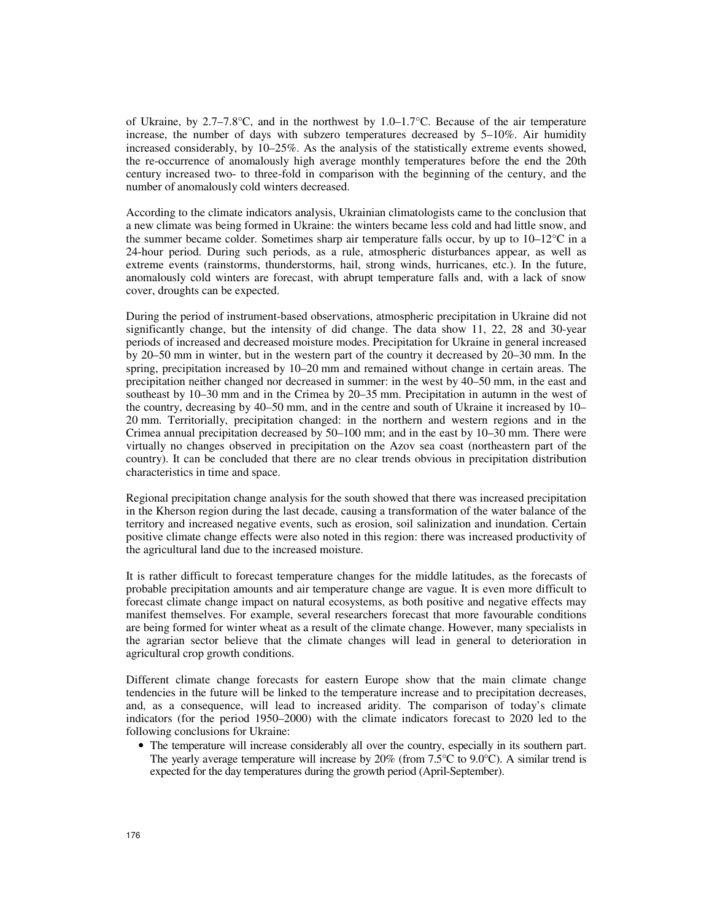of Ukraine, by 2.7–7.8°C, and in the northwest by 1.0–1.7°C. Because of the air temperature increase, the number of days with subzero temperatures decreased by 5–10%. Air humidity increased considerably, by 10–25%. As the analysis of the statistically extreme events showed, the re-occurrence of anomalously high average monthly temperatures before the end the 20th century increased two- to three-fold in comparison with the beginning of the century, and the number of anomalously cold winters decreased.

According to the climate indicators analysis, Ukrainian climatologists came to the conclusion that a new climate was being formed in Ukraine: the winters became less cold and had little snow, and the summer became colder. Sometimes sharp air temperature falls occur, by up to 10–12°C in a 24-hour period. During such periods, as a rule, atmospheric disturbances appear, as well as extreme events (rainstorms, thunderstorms, hail, strong winds, hurricanes, etc.). In the future, anomalously cold winters are forecast, with abrupt temperature falls and, with a lack of snow cover, droughts can be expected.

During the period of instrument-based observations, atmospheric precipitation in Ukraine did not significantly change, but the intensity of did change. The data show 11, 22, 28 and 30-year periods of increased and decreased moisture modes. Precipitation for Ukraine in general increased by 20–50 mm in winter, but in the western part of the country it decreased by 20–30 mm. In the spring, precipitation increased by 10–20 mm and remained without change in certain areas. The precipitation neither changed nor decreased in summer: in the west by 40–50 mm, in the east and southeast by 10–30 mm and in the Crimea by 20–35 mm. Precipitation in autumn in the west of the country, decreasing by 40–50 mm, and in the centre and south of Ukraine it increased by 10–20 mm. Territorially, precipitation changed: in the northern and western regions and in the Crimea annual precipitation decreased by 50–100 mm; and in the east by 10–30 mm. There were virtually no changes observed in precipitation on the Azov sea coast (northeastern part of the country). It can be concluded that there are no clear trends obvious in precipitation distribution characteristics in time and space.

Regional precipitation change analysis for the south showed that there was increased precipitation in the Kherson region during the last decade, causing a transformation of the water balance of the territory and increased negative events, such as erosion, soil salinization and inundation. Certain positive climate change effects were also noted in this region: there was increased productivity of the agricultural land due to the increased moisture.

It is rather difficult to forecast temperature changes for the middle latitudes, as the forecasts of probable precipitation amounts and air temperature change are vague. It is even more difficult to forecast climate change impact on natural ecosystems, as both positive and negative effects may manifest themselves. For example, several researchers forecast that more favourable conditions are being formed for winter wheat as a result of the climate change. However, many specialists in the agrarian sector believe that the climate changes will lead in general to deterioration in agricultural crop growth conditions.

Different climate change forecasts for eastern Europe show that the main climate change tendencies in the future will be linked to the temperature increase and to precipitation decreases, and, as a consequence, will lead to increased aridity. The comparison of today's climate indicators (for the period 1950–2000) with the climate indicators forecast to 2020 led to the following conclusions for Ukraine:

- The temperature will increase considerably all over the country, especially in its southern part. The yearly average temperature will increase by 20% (from 7.5°C to 9.0°C). A similar trend is expected for the day temperatures during the growth period (April-September).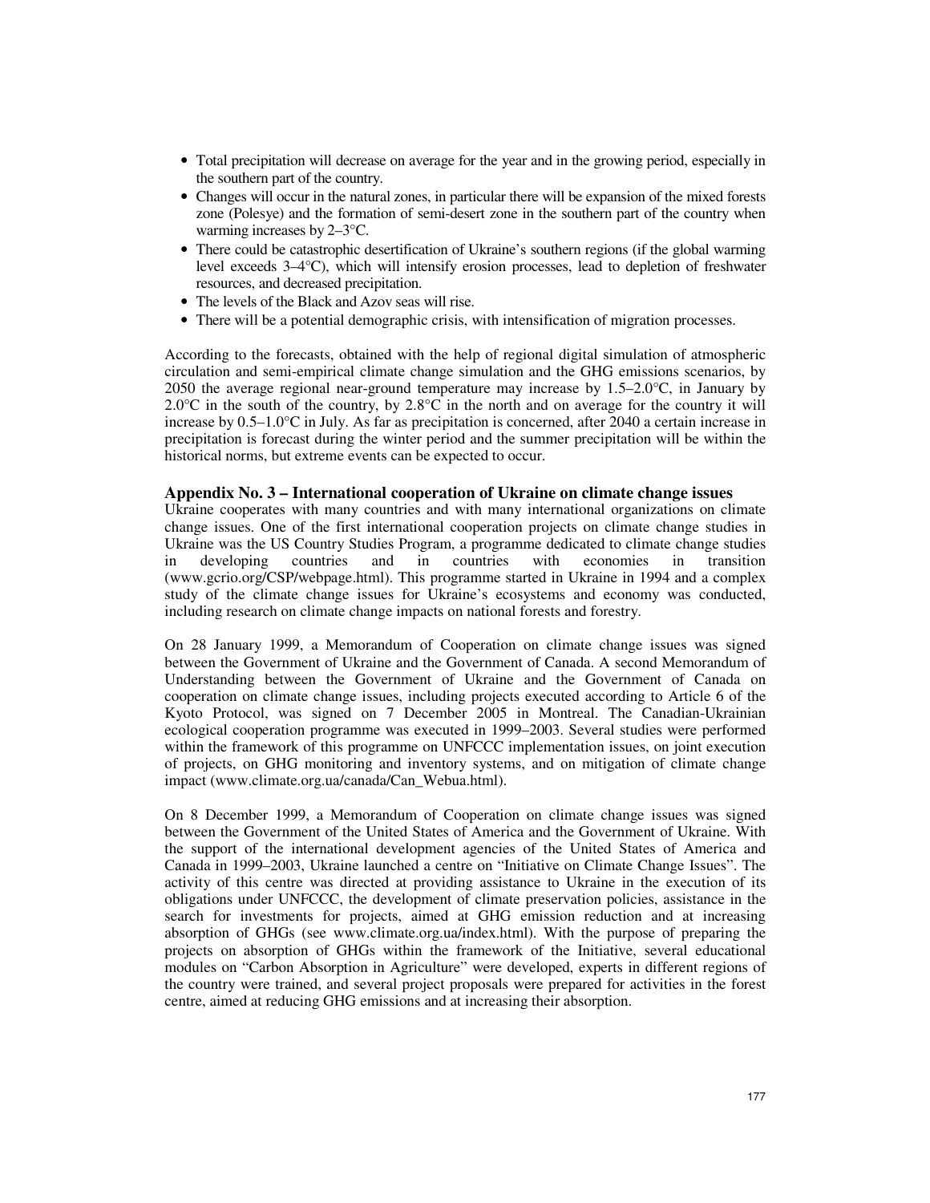- Total precipitation will decrease on average for the year and in the growing period, especially in the southern part of the country.
- Changes will occur in the natural zones, in particular there will be expansion of the mixed forests zone (Polesye) and the formation of semi-desert zone in the southern part of the country when warming increases by 2–3°C.
- There could be catastrophic desertification of Ukraine's southern regions (if the global warming level exceeds 3–4°C), which will intensify erosion processes, lead to depletion of freshwater resources, and decreased precipitation.
- The levels of the Black and Azov seas will rise.
- There will be a potential demographic crisis, with intensification of migration processes.

According to the forecasts, obtained with the help of regional digital simulation of atmospheric circulation and semi-empirical climate change simulation and the GHG emissions scenarios, by 2050 the average regional near-ground temperature may increase by 1.5–2.0°C, in January by 2.0°C in the south of the country, by 2.8°C in the north and on average for the country it will increase by 0.5–1.0°C in July. As far as precipitation is concerned, after 2040 a certain increase in precipitation is forecast during the winter period and the summer precipitation will be within the historical norms, but extreme events can be expected to occur.

## Appendix No. 3 – International cooperation of Ukraine on climate change issues

Ukraine cooperates with many countries and with many international organizations on climate change issues. One of the first international cooperation projects on climate change studies in Ukraine was the US Country Studies Program, a programme dedicated to climate change studies in developing countries and in countries with economies in transition (www.gcrio.org/CSP/webpage.html). This programme started in Ukraine in 1994 and a complex study of the climate change issues for Ukraine's ecosystems and economy was conducted, including research on climate change impacts on national forests and forestry.

On 28 January 1999, a Memorandum of Cooperation on climate change issues was signed between the Government of Ukraine and the Government of Canada. A second Memorandum of Understanding between the Government of Ukraine and the Government of Canada on cooperation on climate change issues, including projects executed according to Article 6 of the Kyoto Protocol, was signed on 7 December 2005 in Montreal. The Canadian-Ukrainian ecological cooperation programme was executed in 1999–2003. Several studies were performed within the framework of this programme on UNFCCC implementation issues, on joint execution of projects, on GHG monitoring and inventory systems, and on mitigation of climate change impact (www.climate.org.ua/canada/Can_Webua.html).

On 8 December 1999, a Memorandum of Cooperation on climate change issues was signed between the Government of the United States of America and the Government of Ukraine. With the support of the international development agencies of the United States of America and Canada in 1999–2003, Ukraine launched a centre on "Initiative on Climate Change Issues". The activity of this centre was directed at providing assistance to Ukraine in the execution of its obligations under UNFCCC, the development of climate preservation policies, assistance in the search for investments for projects, aimed at GHG emission reduction and at increasing absorption of GHGs (see www.climate.org.ua/index.html). With the purpose of preparing the projects on absorption of GHGs within the framework of the Initiative, several educational modules on "Carbon Absorption in Agriculture" were developed, experts in different regions of the country were trained, and several project proposals were prepared for activities in the forest centre, aimed at reducing GHG emissions and at increasing their absorption.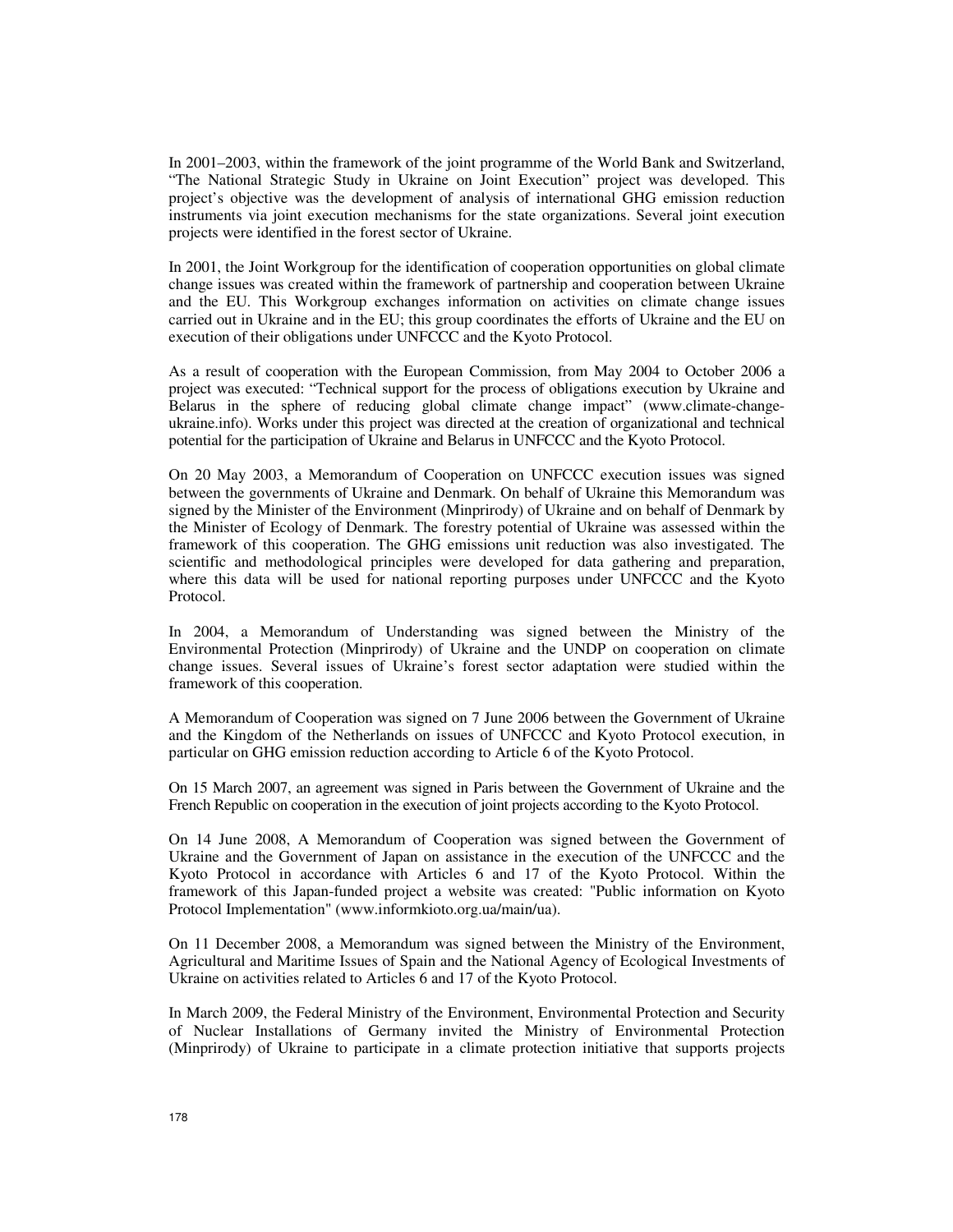In 2001–2003, within the framework of the joint programme of the World Bank and Switzerland, "The National Strategic Study in Ukraine on Joint Execution" project was developed. This project's objective was the development of analysis of international GHG emission reduction instruments via joint execution mechanisms for the state organizations. Several joint execution projects were identified in the forest sector of Ukraine.

In 2001, the Joint Workgroup for the identification of cooperation opportunities on global climate change issues was created within the framework of partnership and cooperation between Ukraine and the EU. This Workgroup exchanges information on activities on climate change issues carried out in Ukraine and in the EU; this group coordinates the efforts of Ukraine and the EU on execution of their obligations under UNFCCC and the Kyoto Protocol.

As a result of cooperation with the European Commission, from May 2004 to October 2006 a project was executed: "Technical support for the process of obligations execution by Ukraine and Belarus in the sphere of reducing global climate change impact" (www.climate-change-ukraine.info). Works under this project was directed at the creation of organizational and technical potential for the participation of Ukraine and Belarus in UNFCCC and the Kyoto Protocol.

On 20 May 2003, a Memorandum of Cooperation on UNFCCC execution issues was signed between the governments of Ukraine and Denmark. On behalf of Ukraine this Memorandum was signed by the Minister of the Environment (Minprirody) of Ukraine and on behalf of Denmark by the Minister of Ecology of Denmark. The forestry potential of Ukraine was assessed within the framework of this cooperation. The GHG emissions unit reduction was also investigated. The scientific and methodological principles were developed for data gathering and preparation, where this data will be used for national reporting purposes under UNFCCC and the Kyoto Protocol.

In 2004, a Memorandum of Understanding was signed between the Ministry of the Environmental Protection (Minprirody) of Ukraine and the UNDP on cooperation on climate change issues. Several issues of Ukraine's forest sector adaptation were studied within the framework of this cooperation.

A Memorandum of Cooperation was signed on 7 June 2006 between the Government of Ukraine and the Kingdom of the Netherlands on issues of UNFCCC and Kyoto Protocol execution, in particular on GHG emission reduction according to Article 6 of the Kyoto Protocol.

On 15 March 2007, an agreement was signed in Paris between the Government of Ukraine and the French Republic on cooperation in the execution of joint projects according to the Kyoto Protocol.

On 14 June 2008, A Memorandum of Cooperation was signed between the Government of Ukraine and the Government of Japan on assistance in the execution of the UNFCCC and the Kyoto Protocol in accordance with Articles 6 and 17 of the Kyoto Protocol. Within the framework of this Japan-funded project a website was created: "Public information on Kyoto Protocol Implementation" (www.informkioto.org.ua/main/ua).

On 11 December 2008, a Memorandum was signed between the Ministry of the Environment, Agricultural and Maritime Issues of Spain and the National Agency of Ecological Investments of Ukraine on activities related to Articles 6 and 17 of the Kyoto Protocol.

In March 2009, the Federal Ministry of the Environment, Environmental Protection and Security of Nuclear Installations of Germany invited the Ministry of Environmental Protection (Minprirody) of Ukraine to participate in a climate protection initiative that supports projects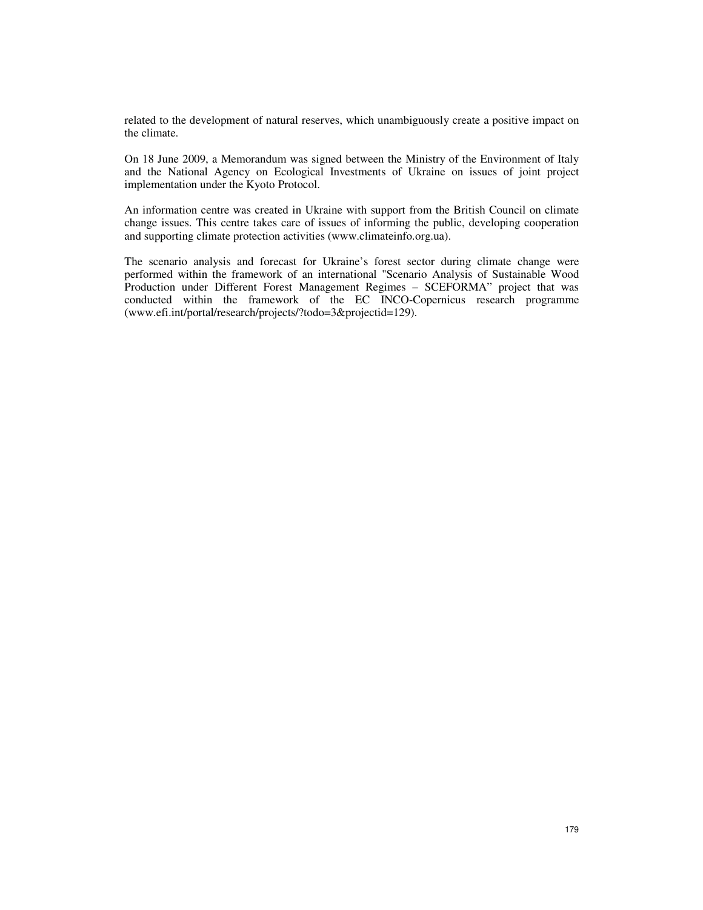related to the development of natural reserves, which unambiguously create a positive impact on the climate.

On 18 June 2009, a Memorandum was signed between the Ministry of the Environment of Italy and the National Agency on Ecological Investments of Ukraine on issues of joint project implementation under the Kyoto Protocol.

An information centre was created in Ukraine with support from the British Council on climate change issues. This centre takes care of issues of informing the public, developing cooperation and supporting climate protection activities (www.climateinfo.org.ua).

The scenario analysis and forecast for Ukraine's forest sector during climate change were performed within the framework of an international "Scenario Analysis of Sustainable Wood Production under Different Forest Management Regimes – SCEFORMA" project that was conducted within the framework of the EC INCO-Copernicus research programme (www.efi.int/portal/research/projects/?todo=3&projectid=129).